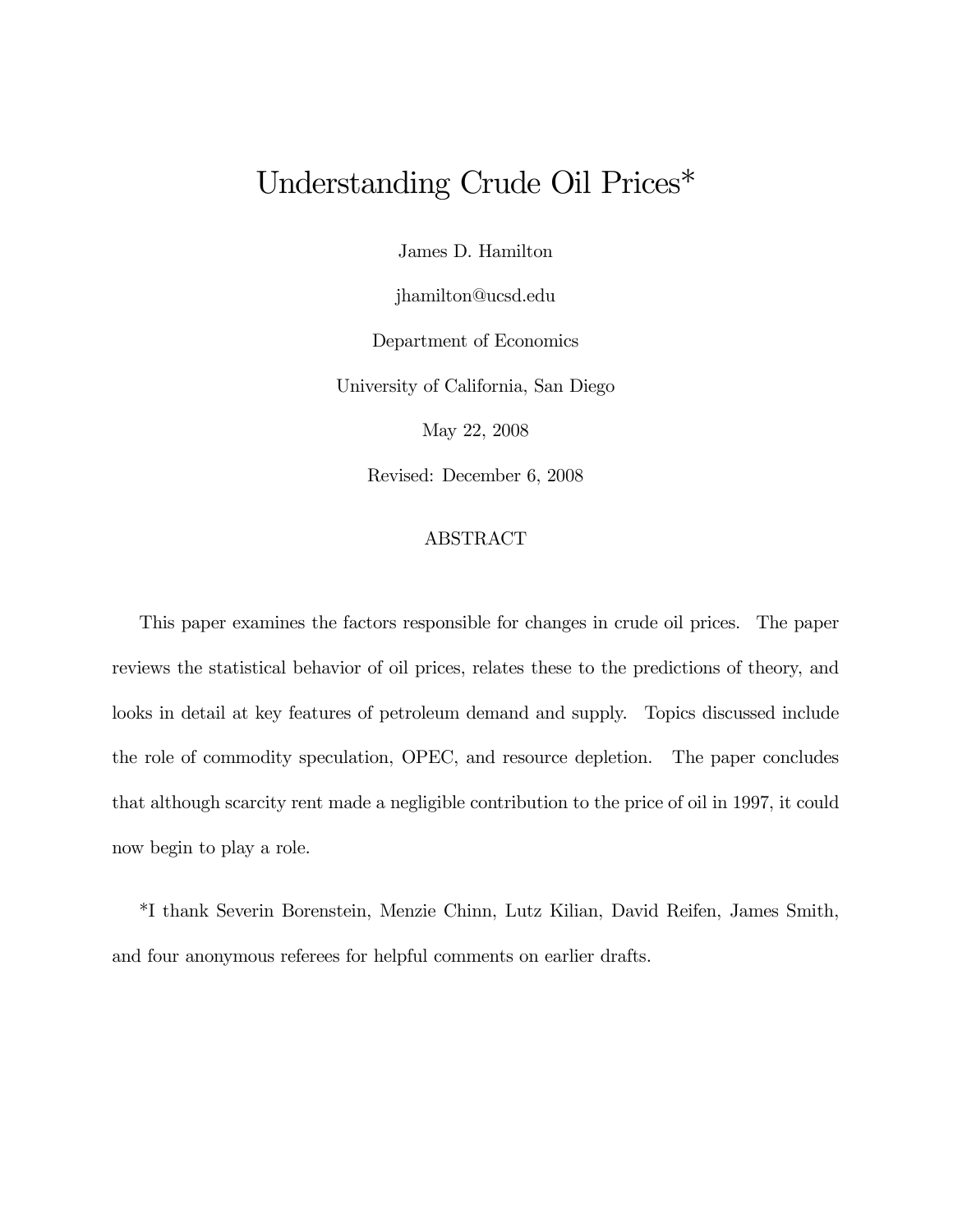# Understanding Crude Oil Prices*

James D. Hamilton

jhamilton@ucsd.edu

Department of Economics

University of California, San Diego

May 22, 2008

Revised: December 6, 2008

## ABSTRACT

This paper examines the factors responsible for changes in crude oil prices. The paper reviews the statistical behavior of oil prices, relates these to the predictions of theory, and looks in detail at key features of petroleum demand and supply. Topics discussed include the role of commodity speculation, OPEC, and resource depletion. The paper concludes that although scarcity rent made a negligible contribution to the price of oil in 1997, it could now begin to play a role.

*I thank Severin Borenstein, Menzie Chinn, Lutz Kilian, David Reifen, James Smith, and four anonymous referees for helpful comments on earlier drafts.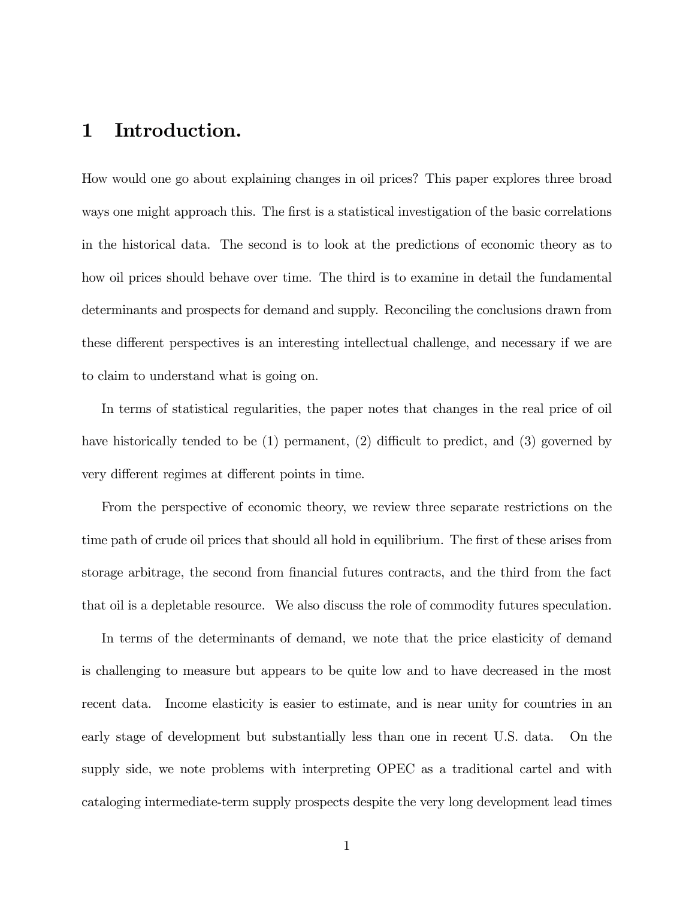# 1 Introduction.

How would one go about explaining changes in oil prices? This paper explores three broad ways one might approach this. The first is a statistical investigation of the basic correlations in the historical data. The second is to look at the predictions of economic theory as to how oil prices should behave over time. The third is to examine in detail the fundamental determinants and prospects for demand and supply. Reconciling the conclusions drawn from these different perspectives is an interesting intellectual challenge, and necessary if we are to claim to understand what is going on.

In terms of statistical regularities, the paper notes that changes in the real price of oil have historically tended to be (1) permanent, (2) difficult to predict, and (3) governed by very different regimes at different points in time.

From the perspective of economic theory, we review three separate restrictions on the time path of crude oil prices that should all hold in equilibrium. The first of these arises from storage arbitrage, the second from financial futures contracts, and the third from the fact that oil is a depletable resource. We also discuss the role of commodity futures speculation.

In terms of the determinants of demand, we note that the price elasticity of demand is challenging to measure but appears to be quite low and to have decreased in the most recent data. Income elasticity is easier to estimate, and is near unity for countries in an early stage of development but substantially less than one in recent U.S. data. On the supply side, we note problems with interpreting OPEC as a traditional cartel and with cataloging intermediate-term supply prospects despite the very long development lead times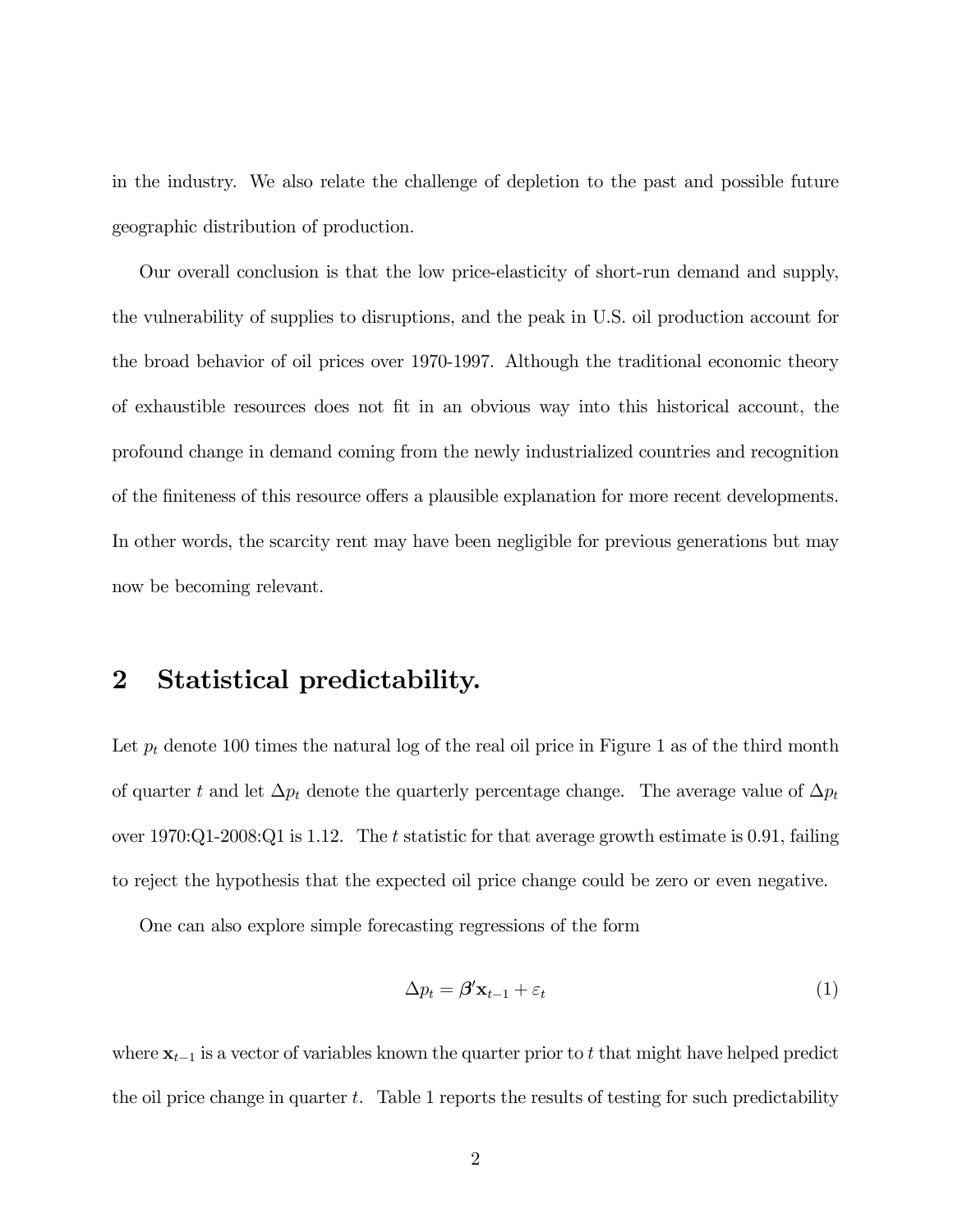in the industry. We also relate the challenge of depletion to the past and possible future geographic distribution of production.

Our overall conclusion is that the low price-elasticity of short-run demand and supply, the vulnerability of supplies to disruptions, and the peak in U.S. oil production account for the broad behavior of oil prices over 1970-1997. Although the traditional economic theory of exhaustible resources does not fit in an obvious way into this historical account, the profound change in demand coming from the newly industrialized countries and recognition of the finiteness of this resource offers a plausible explanation for more recent developments. In other words, the scarcity rent may have been negligible for previous generations but may now be becoming relevant.

## 2 Statistical predictability.

Let $p_t$ denote 100 times the natural log of the real oil price in Figure 1 as of the third month of quarter $t$ and let $\Delta p_t$ denote the quarterly percentage change. The average value of $\Delta p_t$ over 1970:Q1-2008:Q1 is 1.12. The $t$ statistic for that average growth estimate is 0.91, failing to reject the hypothesis that the expected oil price change could be zero or even negative.

One can also explore simple forecasting regressions of the form

$$\Delta p_t = \boldsymbol{\beta}' \mathbf{x}_{t-1} + \varepsilon_t \tag{1}$$

where $\mathbf{x}_{t-1}$ is a vector of variables known the quarter prior to $t$ that might have helped predict the oil price change in quarter $t$. Table 1 reports the results of testing for such predictability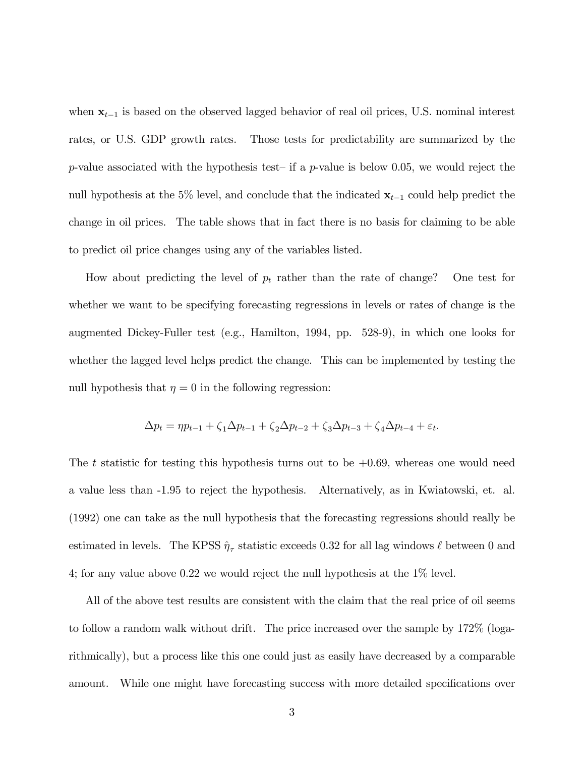when $\mathbf{x}_{t-1}$ is based on the observed lagged behavior of real oil prices, U.S. nominal interest rates, or U.S. GDP growth rates. Those tests for predictability are summarized by the $p$-value associated with the hypothesis test– if a $p$-value is below 0.05, we would reject the null hypothesis at the 5% level, and conclude that the indicated $\mathbf{x}_{t-1}$ could help predict the change in oil prices. The table shows that in fact there is no basis for claiming to be able to predict oil price changes using any of the variables listed.

How about predicting the level of $p_t$ rather than the rate of change? One test for whether we want to be specifying forecasting regressions in levels or rates of change is the augmented Dickey-Fuller test (e.g., Hamilton, 1994, pp. 528-9), in which one looks for whether the lagged level helps predict the change. This can be implemented by testing the null hypothesis that $\eta = 0$ in the following regression:

$$\Delta p_t = \eta p_{t-1} + \zeta_1 \Delta p_{t-1} + \zeta_2 \Delta p_{t-2} + \zeta_3 \Delta p_{t-3} + \zeta_4 \Delta p_{t-4} + \varepsilon_t.$$

The $t$ statistic for testing this hypothesis turns out to be +0.69, whereas one would need a value less than -1.95 to reject the hypothesis. Alternatively, as in Kwiatowski, et. al. (1992) one can take as the null hypothesis that the forecasting regressions should really be estimated in levels. The KPSS $\hat{\eta}_\tau$ statistic exceeds 0.32 for all lag windows $\ell$ between 0 and 4; for any value above 0.22 we would reject the null hypothesis at the 1% level.

All of the above test results are consistent with the claim that the real price of oil seems to follow a random walk without drift. The price increased over the sample by 172% (logarithmically), but a process like this one could just as easily have decreased by a comparable amount. While one might have forecasting success with more detailed specifications over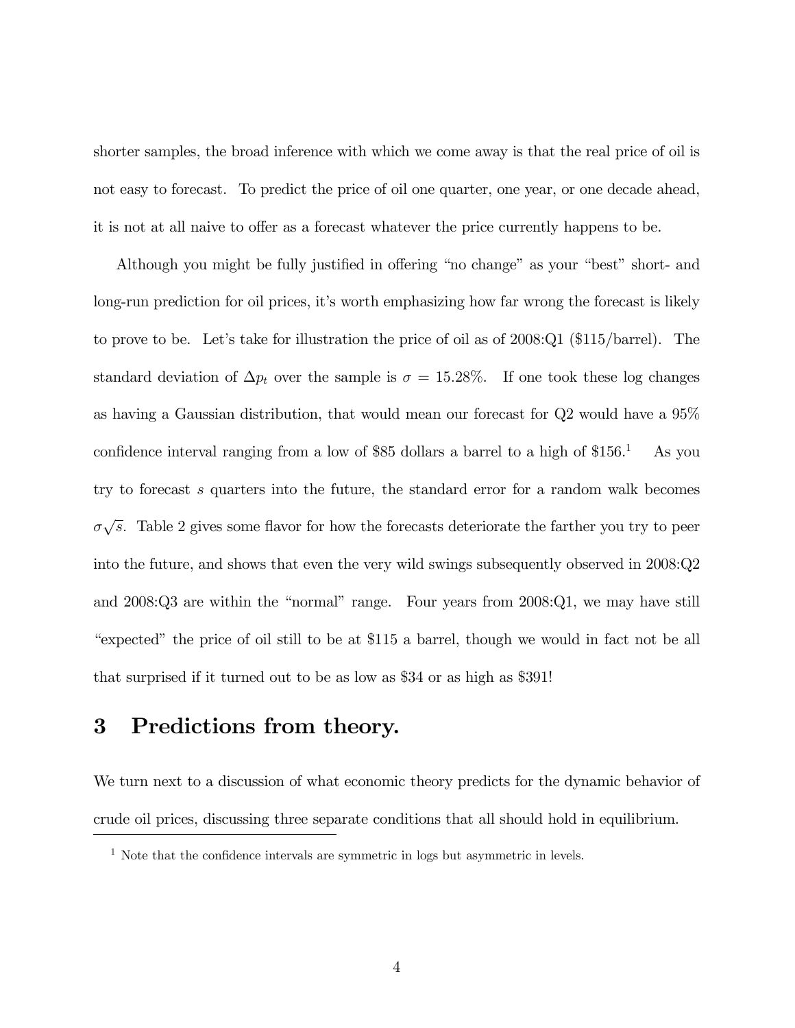shorter samples, the broad inference with which we come away is that the real price of oil is not easy to forecast. To predict the price of oil one quarter, one year, or one decade ahead, it is not at all naive to offer as a forecast whatever the price currently happens to be.

Although you might be fully justified in offering "no change" as your "best" short- and long-run prediction for oil prices, it's worth emphasizing how far wrong the forecast is likely to prove to be. Let's take for illustration the price of oil as of 2008:Q1 ($115/barrel). The standard deviation of $\Delta p_t$ over the sample is $\sigma = 15.28\%$. If one took these log changes as having a Gaussian distribution, that would mean our forecast for Q2 would have a 95% confidence interval ranging from a low of $85 dollars a barrel to a high of $156.[1] As you try to forecast $s$ quarters into the future, the standard error for a random walk becomes $\sigma\sqrt{s}$. Table 2 gives some flavor for how the forecasts deteriorate the farther you try to peer into the future, and shows that even the very wild swings subsequently observed in 2008:Q2 and 2008:Q3 are within the "normal" range. Four years from 2008:Q1, we may have still "expected" the price of oil still to be at $115 a barrel, though we would in fact not be all that surprised if it turned out to be as low as $34 or as high as $391!

# 3 Predictions from theory.

We turn next to a discussion of what economic theory predicts for the dynamic behavior of crude oil prices, discussing three separate conditions that all should hold in equilibrium.

[1] Note that the confidence intervals are symmetric in logs but asymmetric in levels.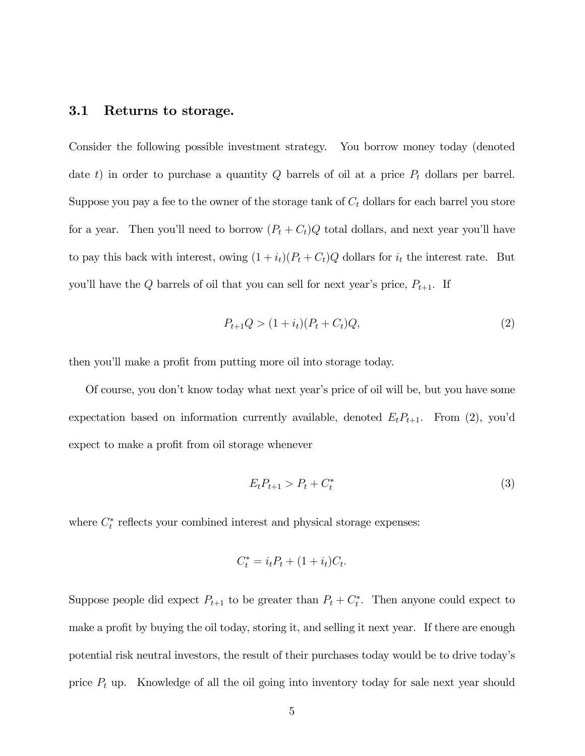### 3.1 Returns to storage.

Consider the following possible investment strategy. You borrow money today (denoted date $t$) in order to purchase a quantity $Q$ barrels of oil at a price $P_t$ dollars per barrel. Suppose you pay a fee to the owner of the storage tank of $C_t$ dollars for each barrel you store for a year. Then you'll need to borrow $(P_t + C_t)Q$ total dollars, and next year you'll have to pay this back with interest, owing $(1 + i_t)(P_t + C_t)Q$ dollars for $i_t$ the interest rate. But you'll have the $Q$ barrels of oil that you can sell for next year's price, $P_{t+1}$. If

$$P_{t+1}Q > (1 + i_t)(P_t + C_t)Q, \tag{2}$$

then you'll make a profit from putting more oil into storage today.

Of course, you don't know today what next year's price of oil will be, but you have some expectation based on information currently available, denoted $E_t P_{t+1}$. From (2), you'd expect to make a profit from oil storage whenever

$$E_t P_{t+1} > P_t + C_t^* \tag{3}$$

where $C_t^*$ reflects your combined interest and physical storage expenses:

$$C_t^* = i_t P_t + (1 + i_t)C_t.$$

Suppose people did expect $P_{t+1}$ to be greater than $P_t + C_t^*$. Then anyone could expect to make a profit by buying the oil today, storing it, and selling it next year. If there are enough potential risk neutral investors, the result of their purchases today would be to drive today's price $P_t$ up. Knowledge of all the oil going into inventory today for sale next year should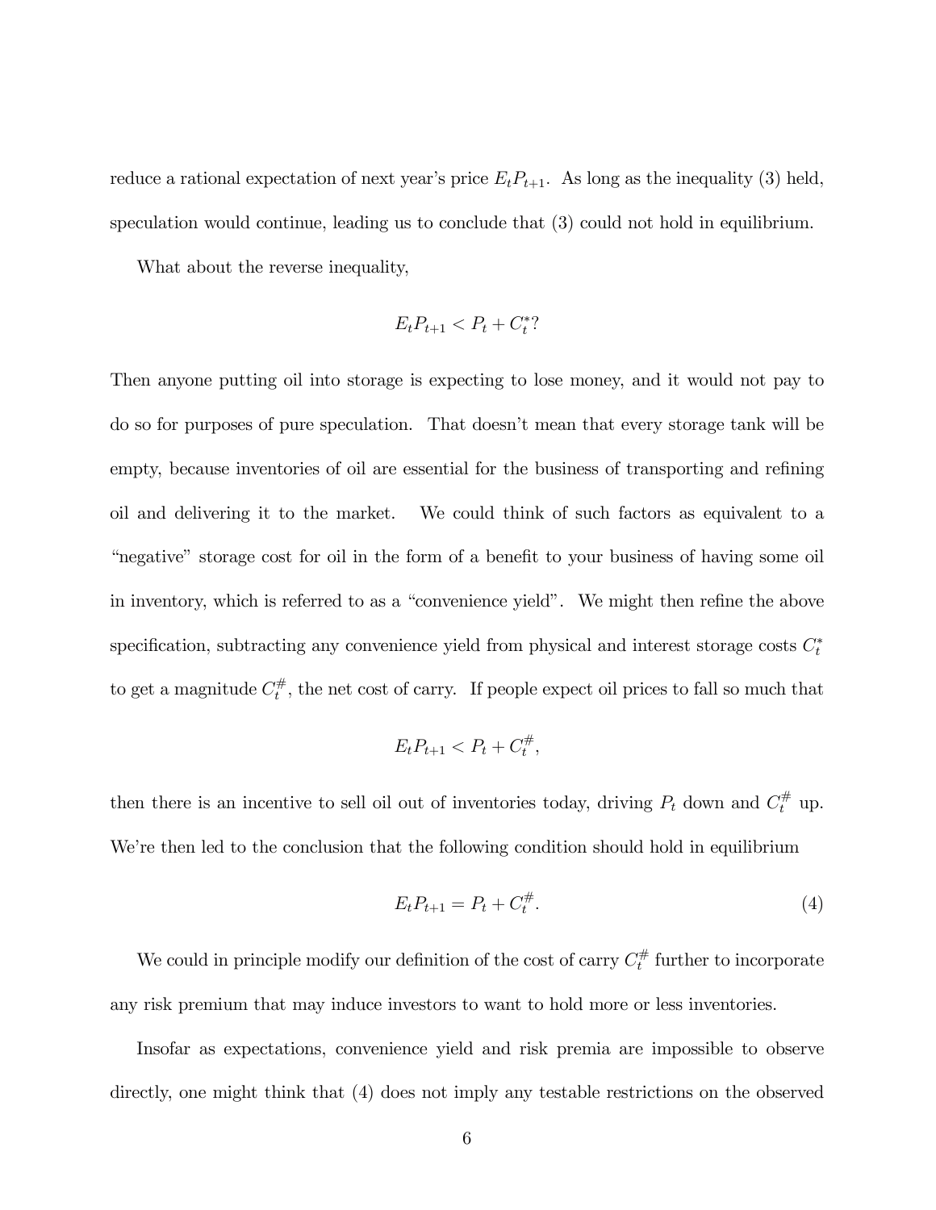reduce a rational expectation of next year's price $E_t P_{t+1}$. As long as the inequality (3) held, speculation would continue, leading us to conclude that (3) could not hold in equilibrium.

What about the reverse inequality,

$$E_t P_{t+1} < P_t + C_t^*?$$

Then anyone putting oil into storage is expecting to lose money, and it would not pay to do so for purposes of pure speculation. That doesn't mean that every storage tank will be empty, because inventories of oil are essential for the business of transporting and refining oil and delivering it to the market. We could think of such factors as equivalent to a "negative" storage cost for oil in the form of a benefit to your business of having some oil in inventory, which is referred to as a "convenience yield". We might then refine the above specification, subtracting any convenience yield from physical and interest storage costs $C_t^*$ to get a magnitude $C_t^\#$, the net cost of carry. If people expect oil prices to fall so much that

$$E_t P_{t+1} < P_t + C_t^\#,$$

then there is an incentive to sell oil out of inventories today, driving $P_t$ down and $C_t^\#$ up. We're then led to the conclusion that the following condition should hold in equilibrium

$$E_t P_{t+1} = P_t + C_t^\#. \tag{4}$$

We could in principle modify our definition of the cost of carry $C_t^\#$ further to incorporate any risk premium that may induce investors to want to hold more or less inventories.

Insofar as expectations, convenience yield and risk premia are impossible to observe directly, one might think that (4) does not imply any testable restrictions on the observed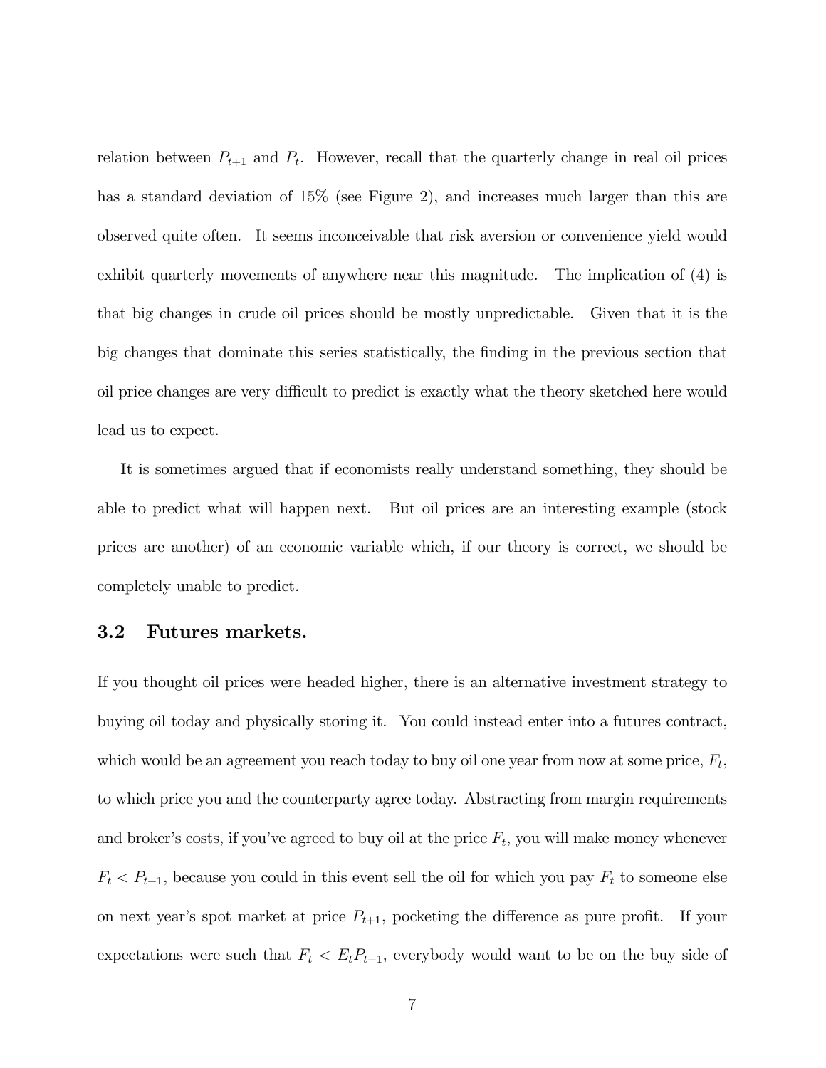relation between $P_{t+1}$ and $P_t$. However, recall that the quarterly change in real oil prices has a standard deviation of 15% (see Figure 2), and increases much larger than this are observed quite often. It seems inconceivable that risk aversion or convenience yield would exhibit quarterly movements of anywhere near this magnitude. The implication of (4) is that big changes in crude oil prices should be mostly unpredictable. Given that it is the big changes that dominate this series statistically, the finding in the previous section that oil price changes are very difficult to predict is exactly what the theory sketched here would lead us to expect.

It is sometimes argued that if economists really understand something, they should be able to predict what will happen next. But oil prices are an interesting example (stock prices are another) of an economic variable which, if our theory is correct, we should be completely unable to predict.

### 3.2 Futures markets.

If you thought oil prices were headed higher, there is an alternative investment strategy to buying oil today and physically storing it. You could instead enter into a futures contract, which would be an agreement you reach today to buy oil one year from now at some price, $F_t$, to which price you and the counterparty agree today. Abstracting from margin requirements and broker's costs, if you've agreed to buy oil at the price $F_t$, you will make money whenever $F_t < P_{t+1}$, because you could in this event sell the oil for which you pay $F_t$ to someone else on next year's spot market at price $P_{t+1}$, pocketing the difference as pure profit. If your expectations were such that $F_t < E_t P_{t+1}$, everybody would want to be on the buy side of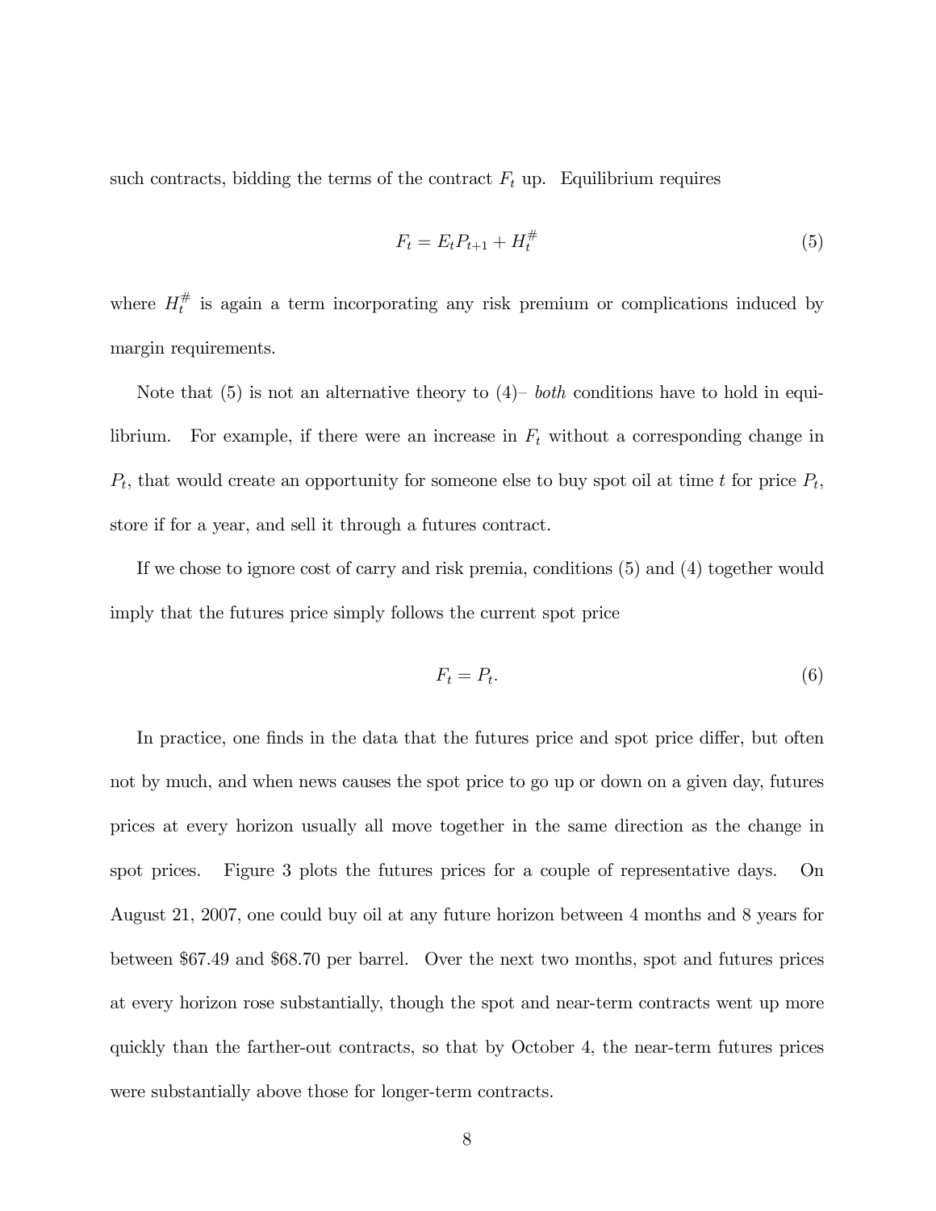such contracts, bidding the terms of the contract $F_t$ up. Equilibrium requires

$$F_t = E_t P_{t+1} + H_t^{\#} \tag{5}$$

where $H_t^{\#}$ is again a term incorporating any risk premium or complications induced by margin requirements.

Note that (5) is not an alternative theory to (4)– *both* conditions have to hold in equilibrium. For example, if there were an increase in $F_t$ without a corresponding change in $P_t$, that would create an opportunity for someone else to buy spot oil at time $t$ for price $P_t$, store if for a year, and sell it through a futures contract.

If we chose to ignore cost of carry and risk premia, conditions (5) and (4) together would imply that the futures price simply follows the current spot price

$$F_t = P_t. \tag{6}$$

In practice, one finds in the data that the futures price and spot price differ, but often not by much, and when news causes the spot price to go up or down on a given day, futures prices at every horizon usually all move together in the same direction as the change in spot prices. Figure 3 plots the futures prices for a couple of representative days. On August 21, 2007, one could buy oil at any future horizon between 4 months and 8 years for between \$67.49 and \$68.70 per barrel. Over the next two months, spot and futures prices at every horizon rose substantially, though the spot and near-term contracts went up more quickly than the farther-out contracts, so that by October 4, the near-term futures prices were substantially above those for longer-term contracts.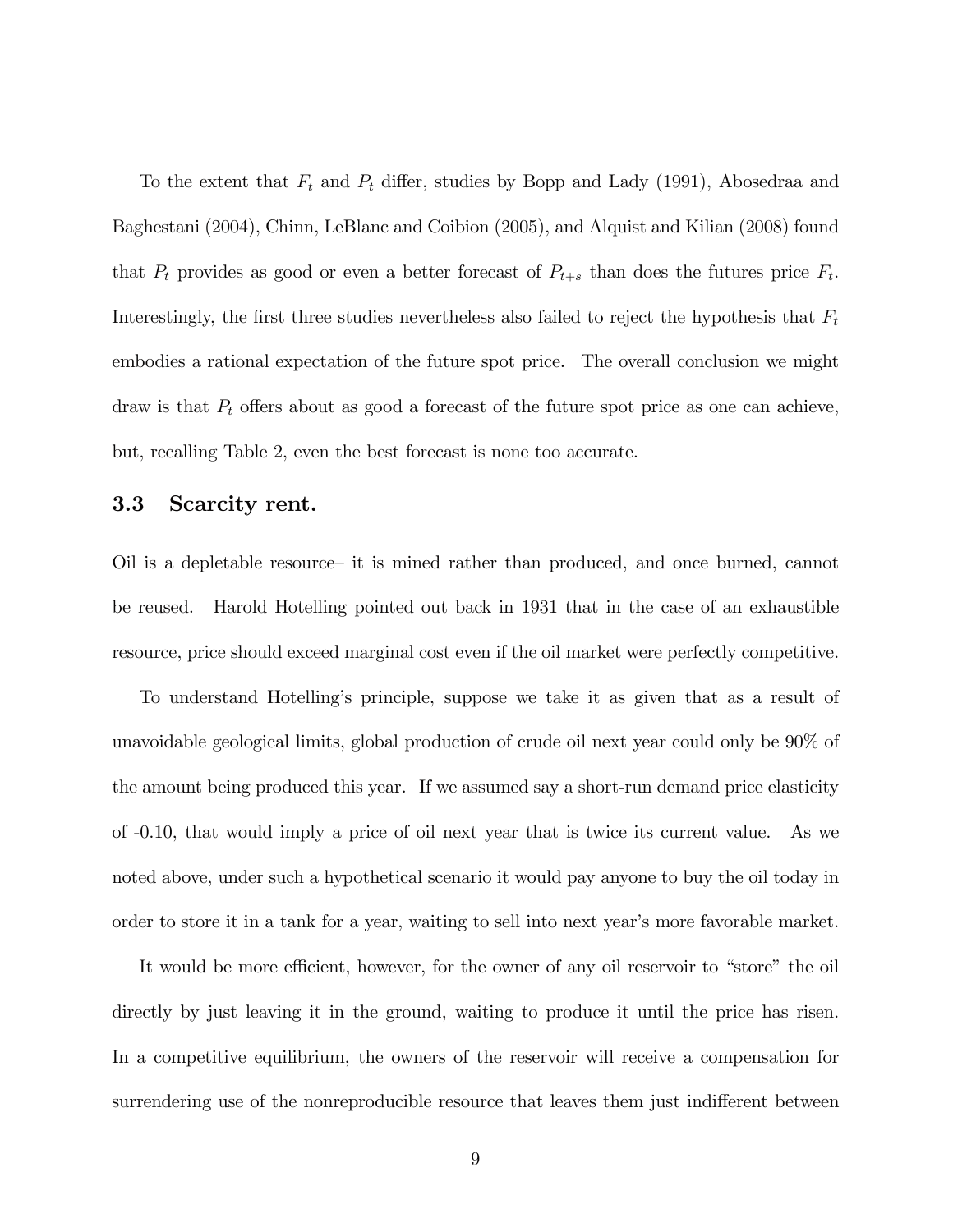To the extent that $F_t$ and $P_t$ differ, studies by Bopp and Lady (1991), Abosedraa and Baghestani (2004), Chinn, LeBlanc and Coibion (2005), and Alquist and Kilian (2008) found that $P_t$ provides as good or even a better forecast of $P_{t+s}$ than does the futures price $F_t$. Interestingly, the first three studies nevertheless also failed to reject the hypothesis that $F_t$ embodies a rational expectation of the future spot price. The overall conclusion we might draw is that $P_t$ offers about as good a forecast of the future spot price as one can achieve, but, recalling Table 2, even the best forecast is none too accurate.

### 3.3 Scarcity rent.

Oil is a depletable resource– it is mined rather than produced, and once burned, cannot be reused. Harold Hotelling pointed out back in 1931 that in the case of an exhaustible resource, price should exceed marginal cost even if the oil market were perfectly competitive.

To understand Hotelling's principle, suppose we take it as given that as a result of unavoidable geological limits, global production of crude oil next year could only be 90% of the amount being produced this year. If we assumed say a short-run demand price elasticity of -0.10, that would imply a price of oil next year that is twice its current value. As we noted above, under such a hypothetical scenario it would pay anyone to buy the oil today in order to store it in a tank for a year, waiting to sell into next year's more favorable market.

It would be more efficient, however, for the owner of any oil reservoir to "store" the oil directly by just leaving it in the ground, waiting to produce it until the price has risen. In a competitive equilibrium, the owners of the reservoir will receive a compensation for surrendering use of the nonreproducible resource that leaves them just indifferent between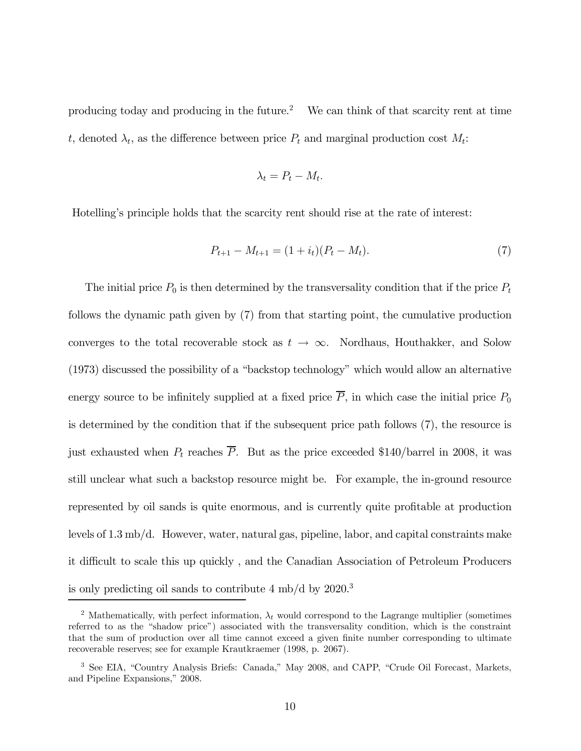producing today and producing in the future.[2] We can think of that scarcity rent at time $t$, denoted $\lambda_t$, as the difference between price $P_t$ and marginal production cost $M_t$:

$$\lambda_t = P_t - M_t.$$

Hotelling's principle holds that the scarcity rent should rise at the rate of interest:

$$P_{t+1} - M_{t+1} = (1 + i_t)(P_t - M_t). \tag{7}$$

The initial price $P_0$ is then determined by the transversality condition that if the price $P_t$ follows the dynamic path given by (7) from that starting point, the cumulative production converges to the total recoverable stock as $t \to \infty$. Nordhaus, Houthakker, and Solow (1973) discussed the possibility of a "backstop technology" which would allow an alternative energy source to be infinitely supplied at a fixed price $\overline{P}$, in which case the initial price $P_0$ is determined by the condition that if the subsequent price path follows (7), the resource is just exhausted when $P_t$ reaches $\overline{P}$. But as the price exceeded \$140/barrel in 2008, it was still unclear what such a backstop resource might be. For example, the in-ground resource represented by oil sands is quite enormous, and is currently quite profitable at production levels of 1.3 mb/d. However, water, natural gas, pipeline, labor, and capital constraints make it difficult to scale this up quickly , and the Canadian Association of Petroleum Producers is only predicting oil sands to contribute 4 mb/d by 2020.[3]

---

[2] Mathematically, with perfect information, $\lambda_t$ would correspond to the Lagrange multiplier (sometimes referred to as the "shadow price") associated with the transversality condition, which is the constraint that the sum of production over all time cannot exceed a given finite number corresponding to ultimate recoverable reserves; see for example Krautkraemer (1998, p. 2067).

[3] See EIA, "Country Analysis Briefs: Canada," May 2008, and CAPP, "Crude Oil Forecast, Markets, and Pipeline Expansions," 2008.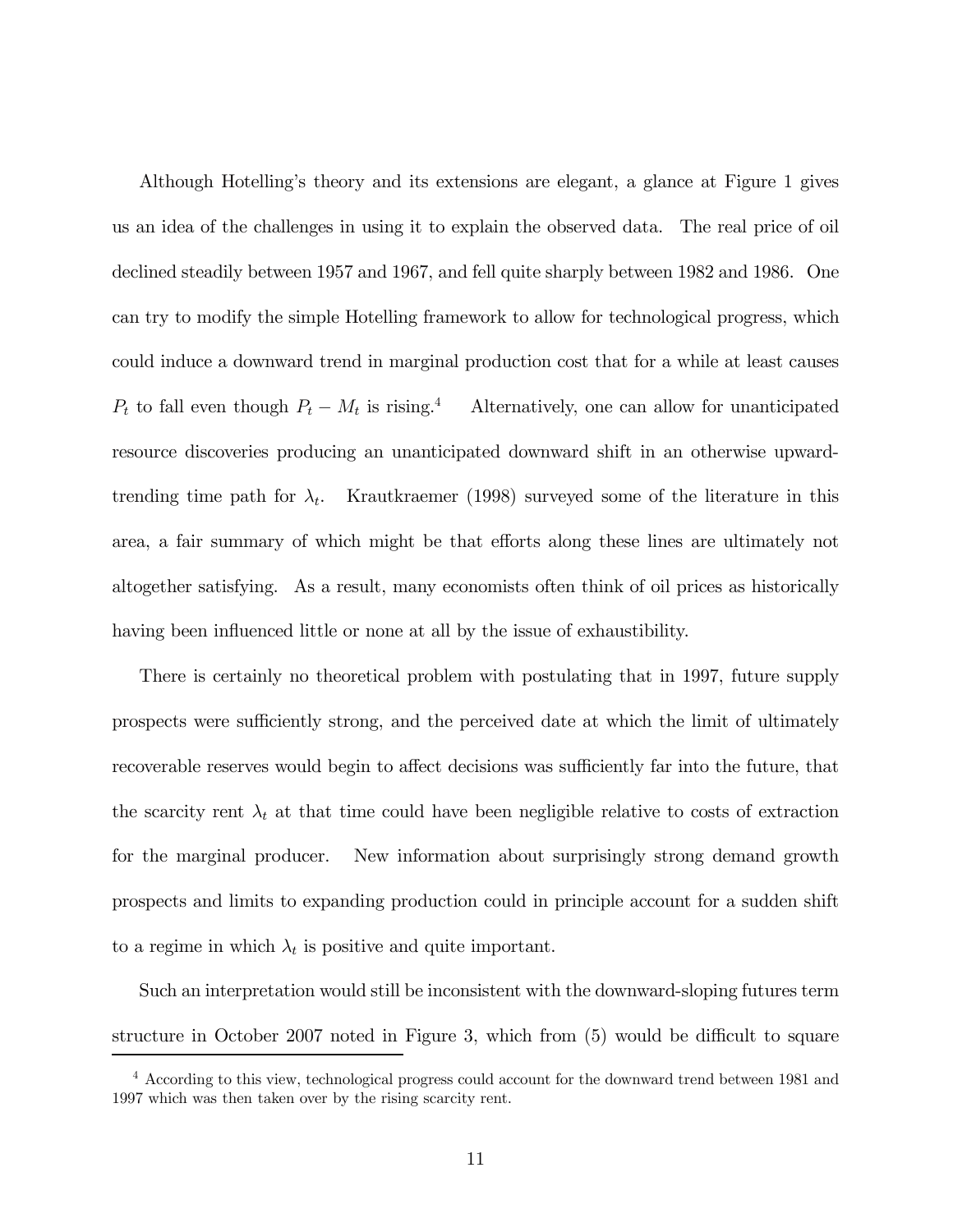Although Hotelling's theory and its extensions are elegant, a glance at Figure 1 gives us an idea of the challenges in using it to explain the observed data. The real price of oil declined steadily between 1957 and 1967, and fell quite sharply between 1982 and 1986. One can try to modify the simple Hotelling framework to allow for technological progress, which could induce a downward trend in marginal production cost that for a while at least causes $P_t$ to fall even though $P_t - M_t$ is rising.[4] Alternatively, one can allow for unanticipated resource discoveries producing an unanticipated downward shift in an otherwise upward-trending time path for $\lambda_t$. Krautkraemer (1998) surveyed some of the literature in this area, a fair summary of which might be that efforts along these lines are ultimately not altogether satisfying. As a result, many economists often think of oil prices as historically having been influenced little or none at all by the issue of exhaustibility.

There is certainly no theoretical problem with postulating that in 1997, future supply prospects were sufficiently strong, and the perceived date at which the limit of ultimately recoverable reserves would begin to affect decisions was sufficiently far into the future, that the scarcity rent $\lambda_t$ at that time could have been negligible relative to costs of extraction for the marginal producer. New information about surprisingly strong demand growth prospects and limits to expanding production could in principle account for a sudden shift to a regime in which $\lambda_t$ is positive and quite important.

Such an interpretation would still be inconsistent with the downward-sloping futures term structure in October 2007 noted in Figure 3, which from (5) would be difficult to square

[4] According to this view, technological progress could account for the downward trend between 1981 and 1997 which was then taken over by the rising scarcity rent.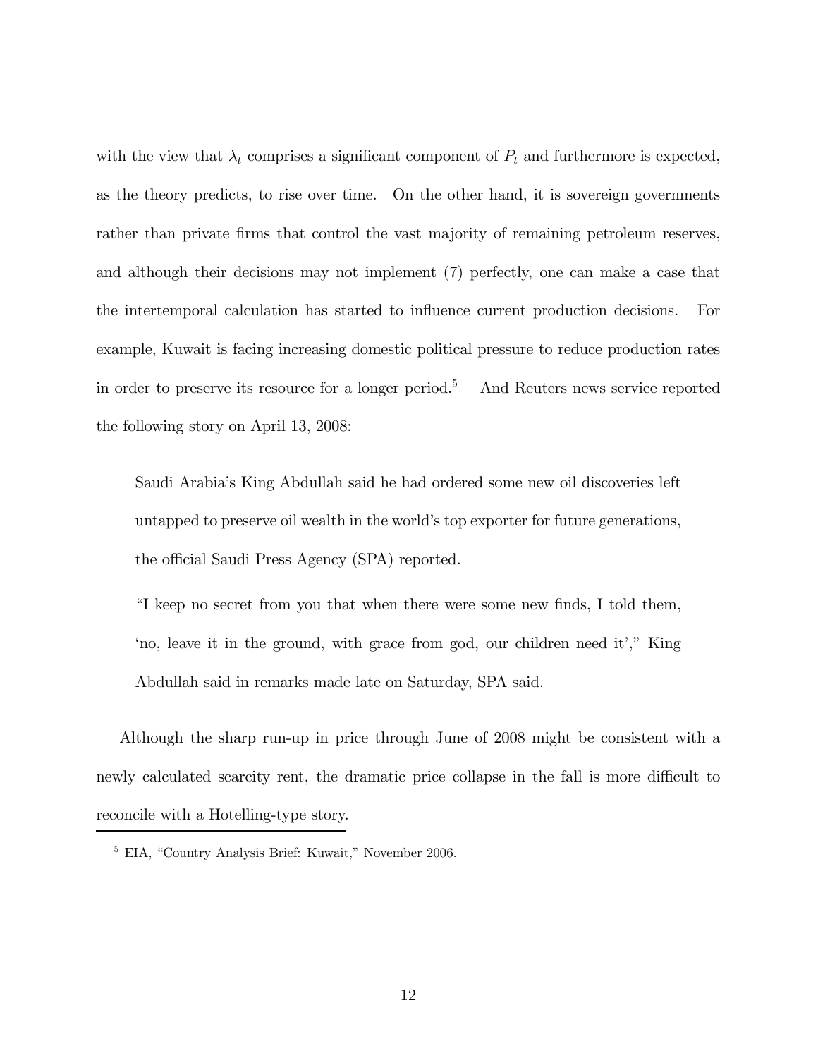with the view that $\lambda_t$ comprises a significant component of $P_t$ and furthermore is expected, as the theory predicts, to rise over time. On the other hand, it is sovereign governments rather than private firms that control the vast majority of remaining petroleum reserves, and although their decisions may not implement (7) perfectly, one can make a case that the intertemporal calculation has started to influence current production decisions. For example, Kuwait is facing increasing domestic political pressure to reduce production rates in order to preserve its resource for a longer period.[5] And Reuters news service reported the following story on April 13, 2008:

> Saudi Arabia's King Abdullah said he had ordered some new oil discoveries left untapped to preserve oil wealth in the world's top exporter for future generations, the official Saudi Press Agency (SPA) reported.
>
> "I keep no secret from you that when there were some new finds, I told them, 'no, leave it in the ground, with grace from god, our children need it'," King Abdullah said in remarks made late on Saturday, SPA said.

Although the sharp run-up in price through June of 2008 might be consistent with a newly calculated scarcity rent, the dramatic price collapse in the fall is more difficult to reconcile with a Hotelling-type story.

[5] EIA, "Country Analysis Brief: Kuwait," November 2006.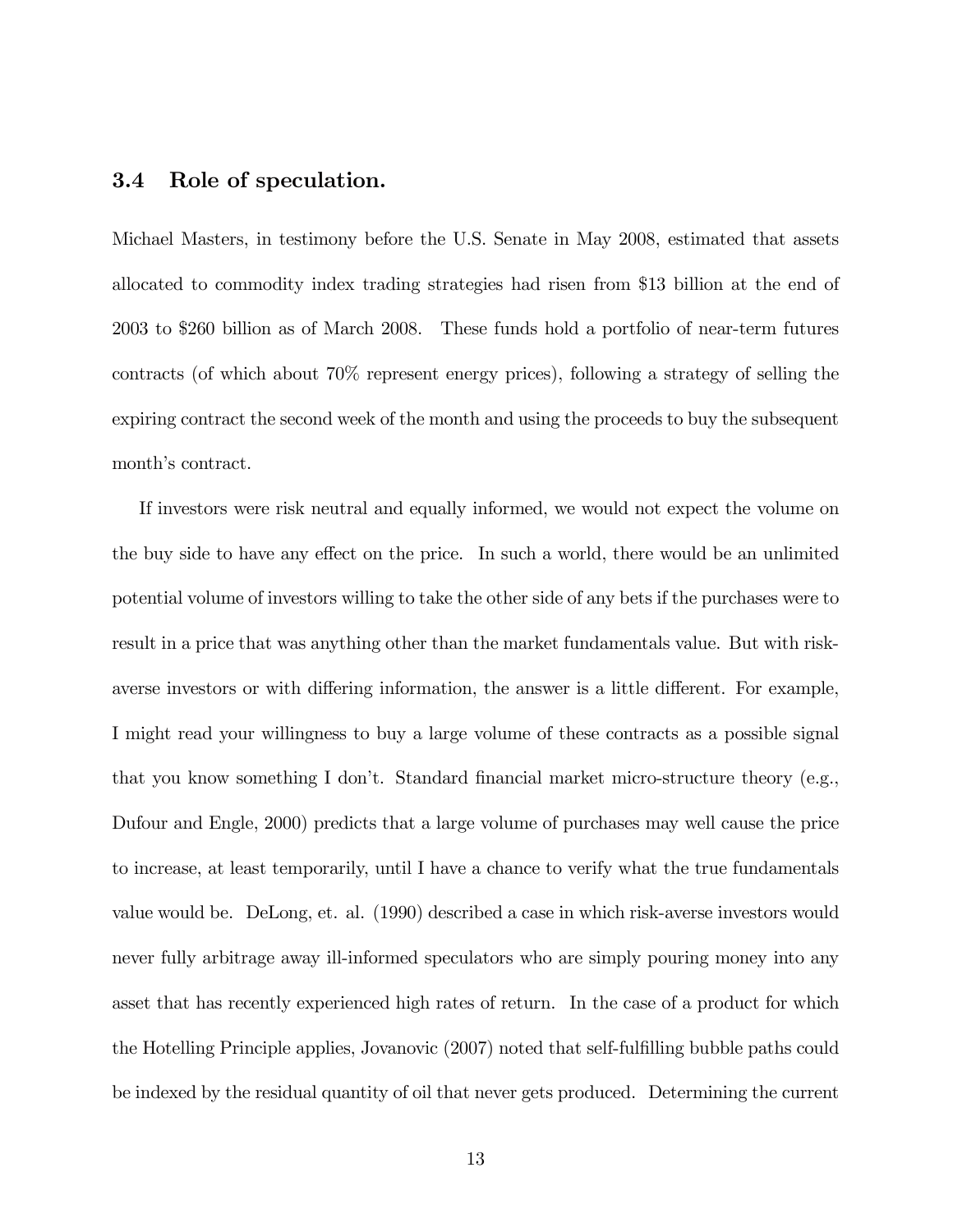### 3.4 Role of speculation.

Michael Masters, in testimony before the U.S. Senate in May 2008, estimated that assets allocated to commodity index trading strategies had risen from $13 billion at the end of 2003 to $260 billion as of March 2008. These funds hold a portfolio of near-term futures contracts (of which about 70% represent energy prices), following a strategy of selling the expiring contract the second week of the month and using the proceeds to buy the subsequent month's contract.

If investors were risk neutral and equally informed, we would not expect the volume on the buy side to have any effect on the price. In such a world, there would be an unlimited potential volume of investors willing to take the other side of any bets if the purchases were to result in a price that was anything other than the market fundamentals value. But with risk-averse investors or with differing information, the answer is a little different. For example, I might read your willingness to buy a large volume of these contracts as a possible signal that you know something I don't. Standard financial market micro-structure theory (e.g., Dufour and Engle, 2000) predicts that a large volume of purchases may well cause the price to increase, at least temporarily, until I have a chance to verify what the true fundamentals value would be. DeLong, et. al. (1990) described a case in which risk-averse investors would never fully arbitrage away ill-informed speculators who are simply pouring money into any asset that has recently experienced high rates of return. In the case of a product for which the Hotelling Principle applies, Jovanovic (2007) noted that self-fulfilling bubble paths could be indexed by the residual quantity of oil that never gets produced. Determining the current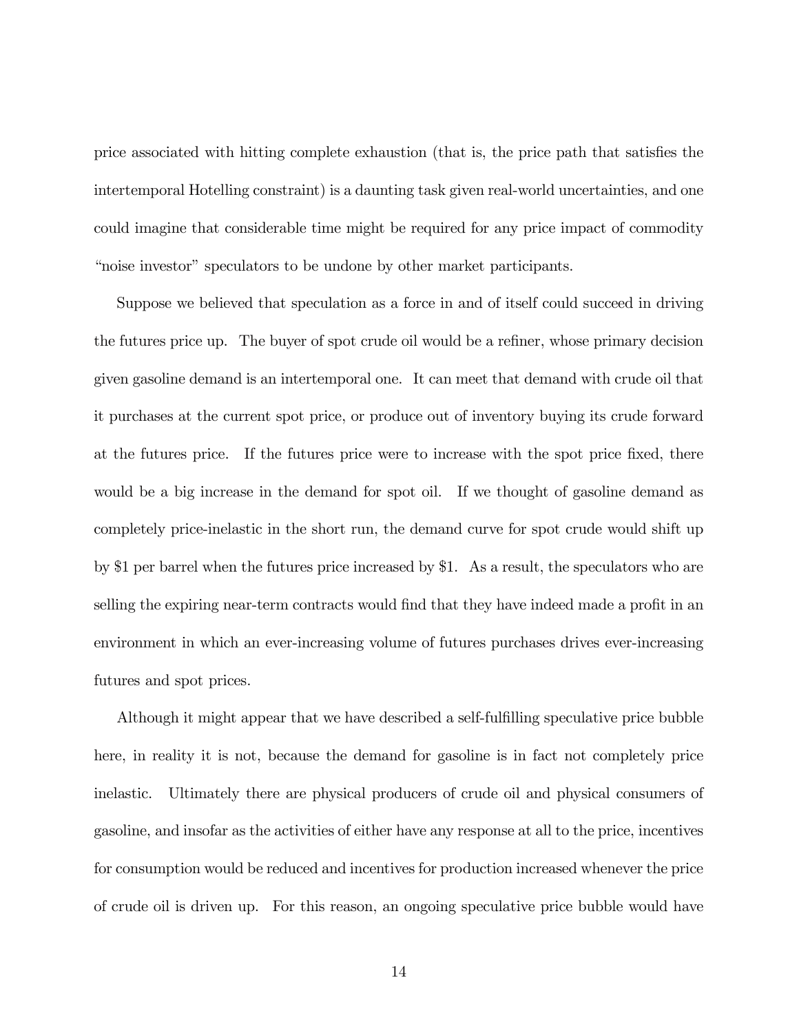price associated with hitting complete exhaustion (that is, the price path that satisfies the intertemporal Hotelling constraint) is a daunting task given real-world uncertainties, and one could imagine that considerable time might be required for any price impact of commodity "noise investor" speculators to be undone by other market participants.

Suppose we believed that speculation as a force in and of itself could succeed in driving the futures price up. The buyer of spot crude oil would be a refiner, whose primary decision given gasoline demand is an intertemporal one. It can meet that demand with crude oil that it purchases at the current spot price, or produce out of inventory buying its crude forward at the futures price. If the futures price were to increase with the spot price fixed, there would be a big increase in the demand for spot oil. If we thought of gasoline demand as completely price-inelastic in the short run, the demand curve for spot crude would shift up by $1 per barrel when the futures price increased by $1. As a result, the speculators who are selling the expiring near-term contracts would find that they have indeed made a profit in an environment in which an ever-increasing volume of futures purchases drives ever-increasing futures and spot prices.

Although it might appear that we have described a self-fulfilling speculative price bubble here, in reality it is not, because the demand for gasoline is in fact not completely price inelastic. Ultimately there are physical producers of crude oil and physical consumers of gasoline, and insofar as the activities of either have any response at all to the price, incentives for consumption would be reduced and incentives for production increased whenever the price of crude oil is driven up. For this reason, an ongoing speculative price bubble would have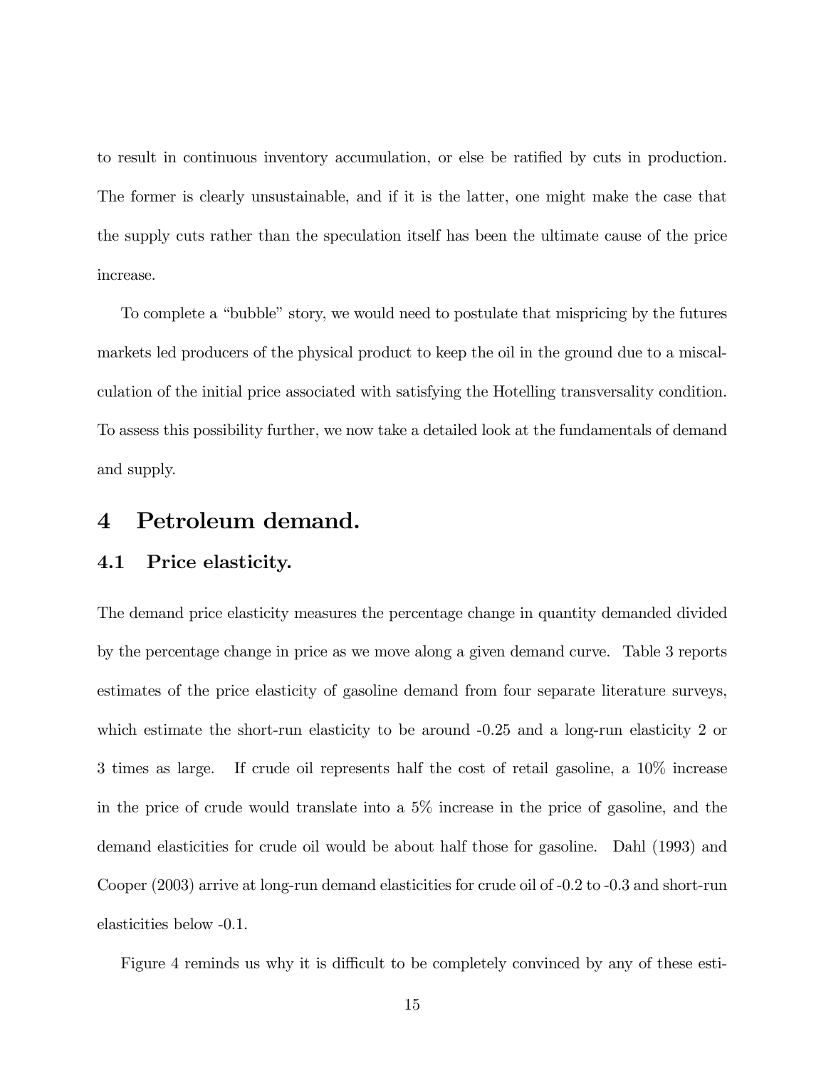to result in continuous inventory accumulation, or else be ratified by cuts in production. The former is clearly unsustainable, and if it is the latter, one might make the case that the supply cuts rather than the speculation itself has been the ultimate cause of the price increase.

To complete a "bubble" story, we would need to postulate that mispricing by the futures markets led producers of the physical product to keep the oil in the ground due to a miscalculation of the initial price associated with satisfying the Hotelling transversality condition. To assess this possibility further, we now take a detailed look at the fundamentals of demand and supply.

# 4 Petroleum demand.

## 4.1 Price elasticity.

The demand price elasticity measures the percentage change in quantity demanded divided by the percentage change in price as we move along a given demand curve. Table 3 reports estimates of the price elasticity of gasoline demand from four separate literature surveys, which estimate the short-run elasticity to be around -0.25 and a long-run elasticity 2 or 3 times as large. If crude oil represents half the cost of retail gasoline, a 10% increase in the price of crude would translate into a 5% increase in the price of gasoline, and the demand elasticities for crude oil would be about half those for gasoline. Dahl (1993) and Cooper (2003) arrive at long-run demand elasticities for crude oil of -0.2 to -0.3 and short-run elasticities below -0.1.

Figure 4 reminds us why it is difficult to be completely convinced by any of these esti-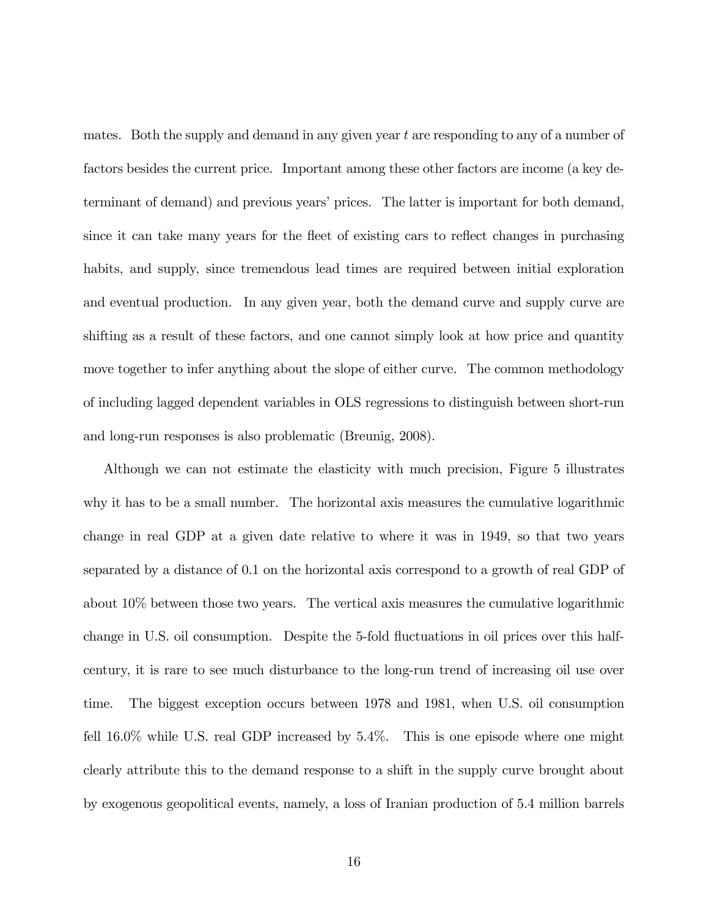mates. Both the supply and demand in any given year $t$ are responding to any of a number of factors besides the current price. Important among these other factors are income (a key determinant of demand) and previous years' prices. The latter is important for both demand, since it can take many years for the fleet of existing cars to reflect changes in purchasing habits, and supply, since tremendous lead times are required between initial exploration and eventual production. In any given year, both the demand curve and supply curve are shifting as a result of these factors, and one cannot simply look at how price and quantity move together to infer anything about the slope of either curve. The common methodology of including lagged dependent variables in OLS regressions to distinguish between short-run and long-run responses is also problematic (Breunig, 2008).

Although we can not estimate the elasticity with much precision, Figure 5 illustrates why it has to be a small number. The horizontal axis measures the cumulative logarithmic change in real GDP at a given date relative to where it was in 1949, so that two years separated by a distance of 0.1 on the horizontal axis correspond to a growth of real GDP of about 10% between those two years. The vertical axis measures the cumulative logarithmic change in U.S. oil consumption. Despite the 5-fold fluctuations in oil prices over this half-century, it is rare to see much disturbance to the long-run trend of increasing oil use over time. The biggest exception occurs between 1978 and 1981, when U.S. oil consumption fell 16.0% while U.S. real GDP increased by 5.4%. This is one episode where one might clearly attribute this to the demand response to a shift in the supply curve brought about by exogenous geopolitical events, namely, a loss of Iranian production of 5.4 million barrels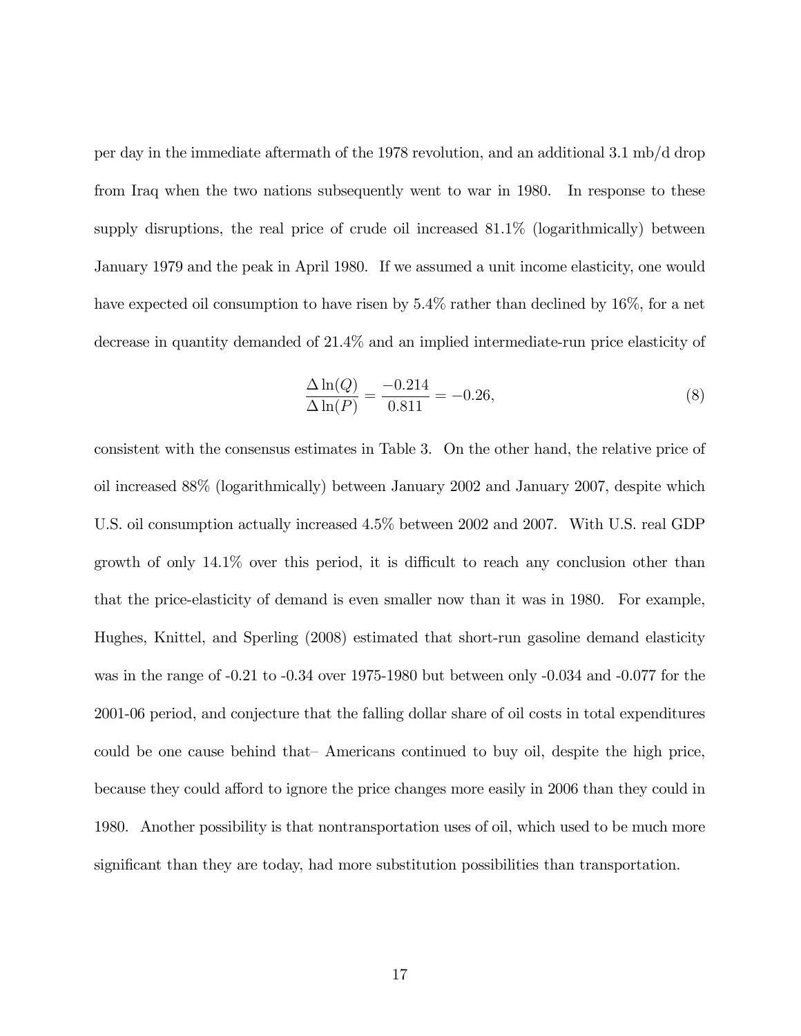per day in the immediate aftermath of the 1978 revolution, and an additional 3.1 mb/d drop from Iraq when the two nations subsequently went to war in 1980. In response to these supply disruptions, the real price of crude oil increased 81.1% (logarithmically) between January 1979 and the peak in April 1980. If we assumed a unit income elasticity, one would have expected oil consumption to have risen by 5.4% rather than declined by 16%, for a net decrease in quantity demanded of 21.4% and an implied intermediate-run price elasticity of

$$\frac{\Delta \ln(Q)}{\Delta \ln(P)} = \frac{-0.214}{0.811} = -0.26, \tag{8}$$

consistent with the consensus estimates in Table 3. On the other hand, the relative price of oil increased 88% (logarithmically) between January 2002 and January 2007, despite which U.S. oil consumption actually increased 4.5% between 2002 and 2007. With U.S. real GDP growth of only 14.1% over this period, it is difficult to reach any conclusion other than that the price-elasticity of demand is even smaller now than it was in 1980. For example, Hughes, Knittel, and Sperling (2008) estimated that short-run gasoline demand elasticity was in the range of -0.21 to -0.34 over 1975-1980 but between only -0.034 and -0.077 for the 2001-06 period, and conjecture that the falling dollar share of oil costs in total expenditures could be one cause behind that– Americans continued to buy oil, despite the high price, because they could afford to ignore the price changes more easily in 2006 than they could in 1980. Another possibility is that nontransportation uses of oil, which used to be much more significant than they are today, had more substitution possibilities than transportation.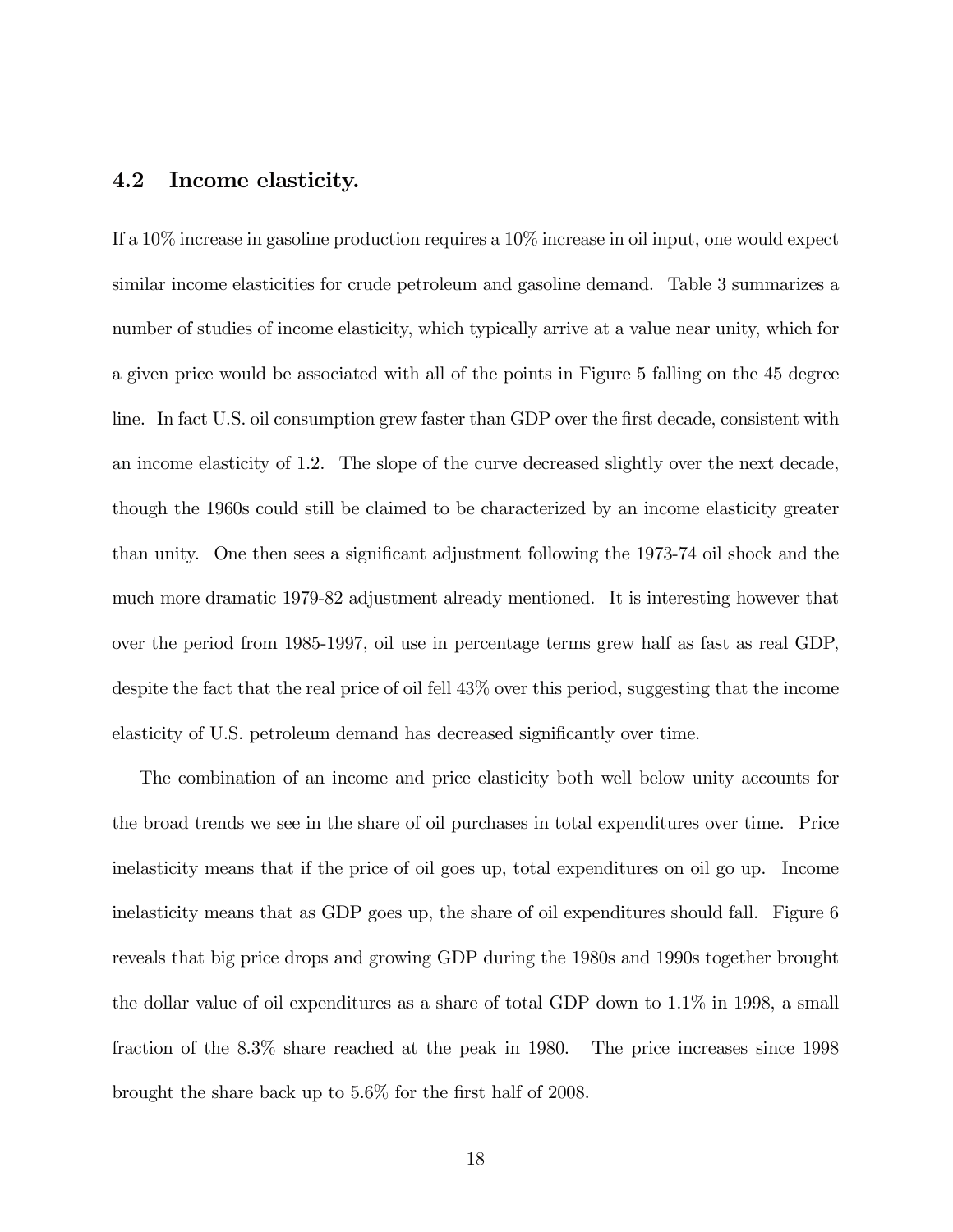### 4.2 Income elasticity.

If a 10% increase in gasoline production requires a 10% increase in oil input, one would expect similar income elasticities for crude petroleum and gasoline demand. Table 3 summarizes a number of studies of income elasticity, which typically arrive at a value near unity, which for a given price would be associated with all of the points in Figure 5 falling on the 45 degree line. In fact U.S. oil consumption grew faster than GDP over the first decade, consistent with an income elasticity of 1.2. The slope of the curve decreased slightly over the next decade, though the 1960s could still be claimed to be characterized by an income elasticity greater than unity. One then sees a significant adjustment following the 1973-74 oil shock and the much more dramatic 1979-82 adjustment already mentioned. It is interesting however that over the period from 1985-1997, oil use in percentage terms grew half as fast as real GDP, despite the fact that the real price of oil fell 43% over this period, suggesting that the income elasticity of U.S. petroleum demand has decreased significantly over time.

The combination of an income and price elasticity both well below unity accounts for the broad trends we see in the share of oil purchases in total expenditures over time. Price inelasticity means that if the price of oil goes up, total expenditures on oil go up. Income inelasticity means that as GDP goes up, the share of oil expenditures should fall. Figure 6 reveals that big price drops and growing GDP during the 1980s and 1990s together brought the dollar value of oil expenditures as a share of total GDP down to 1.1% in 1998, a small fraction of the 8.3% share reached at the peak in 1980. The price increases since 1998 brought the share back up to 5.6% for the first half of 2008.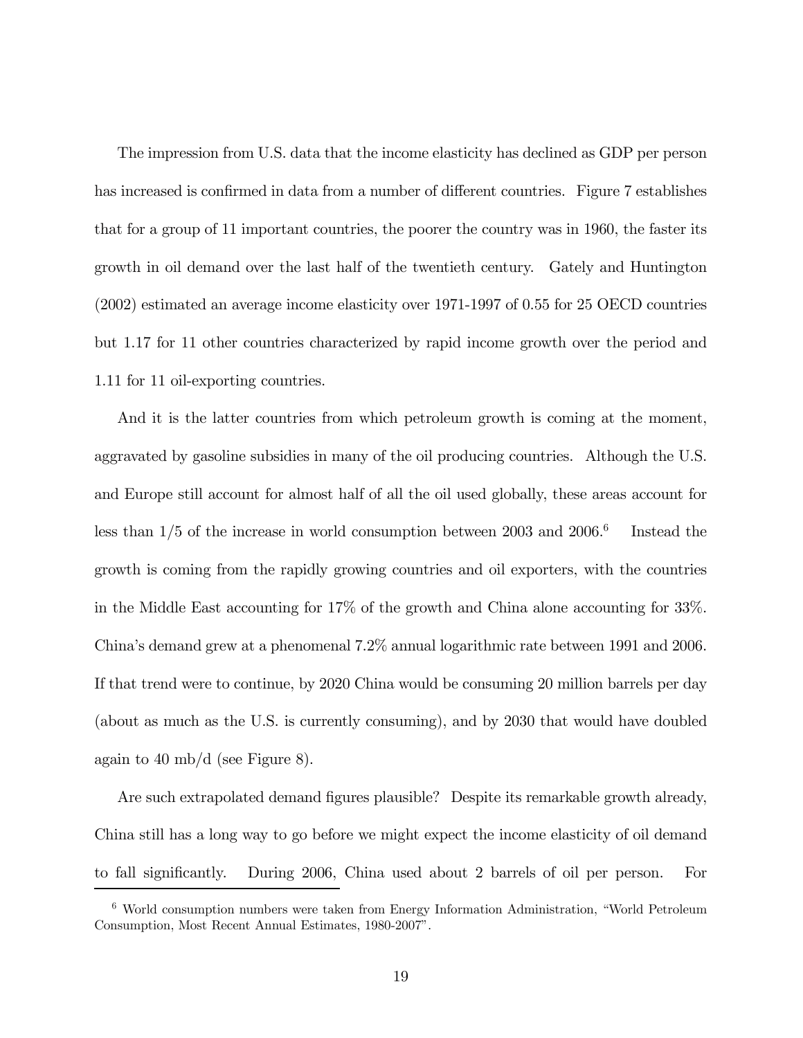The impression from U.S. data that the income elasticity has declined as GDP per person has increased is confirmed in data from a number of different countries. Figure 7 establishes that for a group of 11 important countries, the poorer the country was in 1960, the faster its growth in oil demand over the last half of the twentieth century. Gately and Huntington (2002) estimated an average income elasticity over 1971-1997 of 0.55 for 25 OECD countries but 1.17 for 11 other countries characterized by rapid income growth over the period and 1.11 for 11 oil-exporting countries.

And it is the latter countries from which petroleum growth is coming at the moment, aggravated by gasoline subsidies in many of the oil producing countries. Although the U.S. and Europe still account for almost half of all the oil used globally, these areas account for less than 1/5 of the increase in world consumption between 2003 and 2006.[6] Instead the growth is coming from the rapidly growing countries and oil exporters, with the countries in the Middle East accounting for 17% of the growth and China alone accounting for 33%. China's demand grew at a phenomenal 7.2% annual logarithmic rate between 1991 and 2006. If that trend were to continue, by 2020 China would be consuming 20 million barrels per day (about as much as the U.S. is currently consuming), and by 2030 that would have doubled again to 40 mb/d (see Figure 8).

Are such extrapolated demand figures plausible? Despite its remarkable growth already, China still has a long way to go before we might expect the income elasticity of oil demand to fall significantly. During 2006, China used about 2 barrels of oil per person. For

[6] World consumption numbers were taken from Energy Information Administration, "World Petroleum Consumption, Most Recent Annual Estimates, 1980-2007".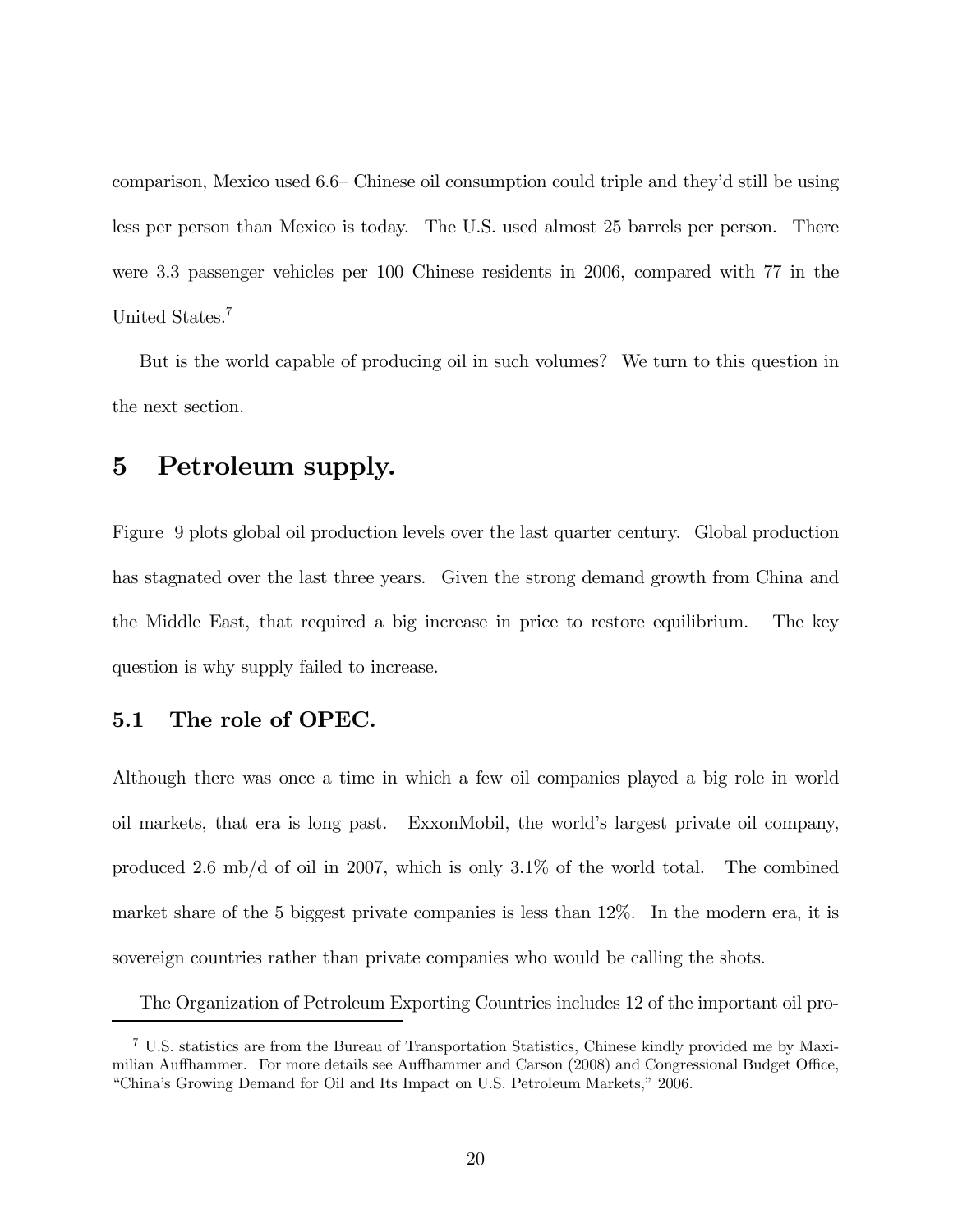comparison, Mexico used 6.6– Chinese oil consumption could triple and they'd still be using less per person than Mexico is today. The U.S. used almost 25 barrels per person. There were 3.3 passenger vehicles per 100 Chinese residents in 2006, compared with 77 in the United States.[7]

But is the world capable of producing oil in such volumes? We turn to this question in the next section.

# 5 Petroleum supply.

Figure 9 plots global oil production levels over the last quarter century. Global production has stagnated over the last three years. Given the strong demand growth from China and the Middle East, that required a big increase in price to restore equilibrium. The key question is why supply failed to increase.

## 5.1 The role of OPEC.

Although there was once a time in which a few oil companies played a big role in world oil markets, that era is long past. ExxonMobil, the world's largest private oil company, produced 2.6 mb/d of oil in 2007, which is only 3.1% of the world total. The combined market share of the 5 biggest private companies is less than 12%. In the modern era, it is sovereign countries rather than private companies who would be calling the shots.

The Organization of Petroleum Exporting Countries includes 12 of the important oil pro-

[7] U.S. statistics are from the Bureau of Transportation Statistics, Chinese kindly provided me by Maximilian Auffhammer. For more details see Auffhammer and Carson (2008) and Congressional Budget Office, "China's Growing Demand for Oil and Its Impact on U.S. Petroleum Markets," 2006.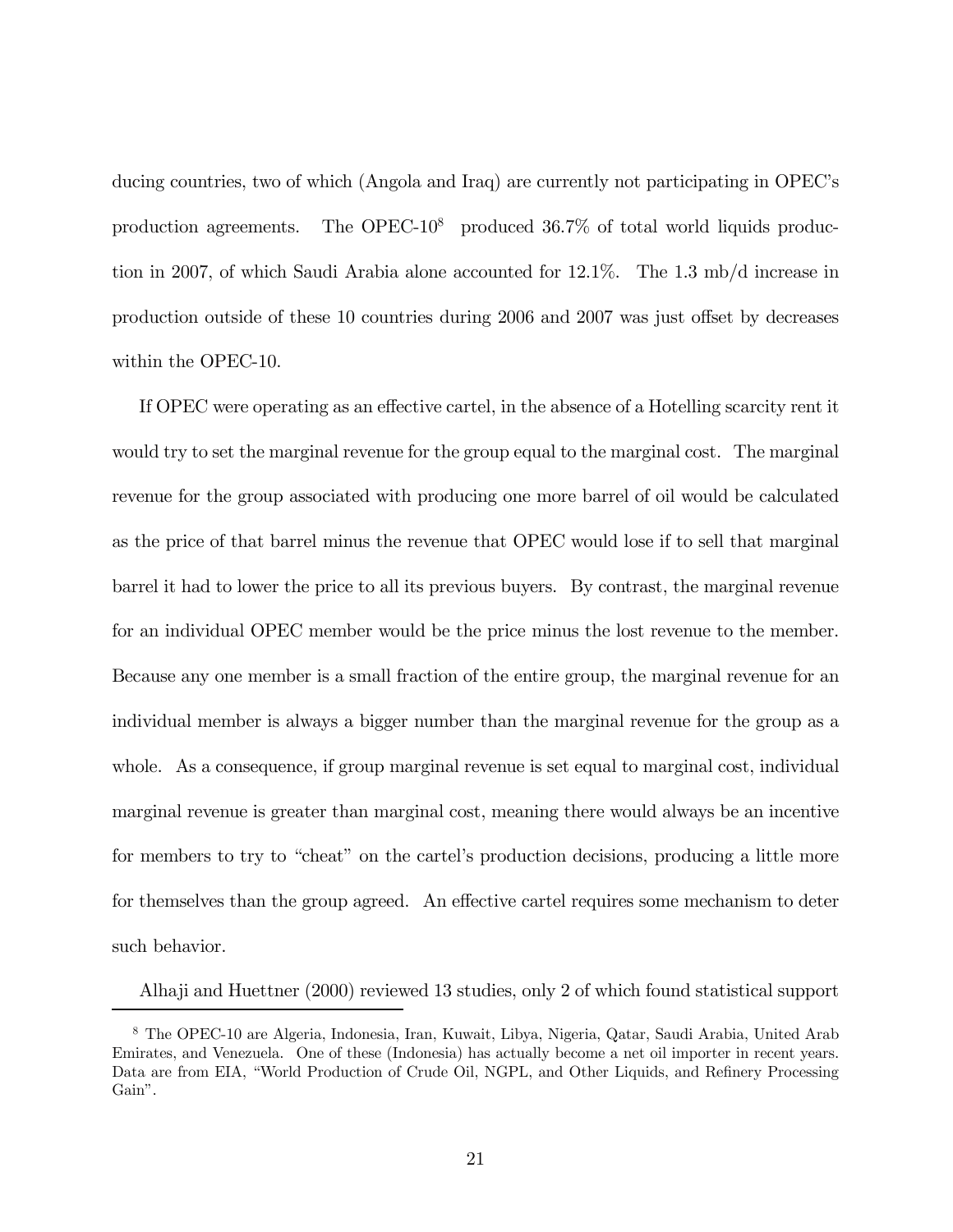ducing countries, two of which (Angola and Iraq) are currently not participating in OPEC's production agreements. The OPEC-10[8] produced 36.7% of total world liquids production in 2007, of which Saudi Arabia alone accounted for 12.1%. The 1.3 mb/d increase in production outside of these 10 countries during 2006 and 2007 was just offset by decreases within the OPEC-10.

If OPEC were operating as an effective cartel, in the absence of a Hotelling scarcity rent it would try to set the marginal revenue for the group equal to the marginal cost. The marginal revenue for the group associated with producing one more barrel of oil would be calculated as the price of that barrel minus the revenue that OPEC would lose if to sell that marginal barrel it had to lower the price to all its previous buyers. By contrast, the marginal revenue for an individual OPEC member would be the price minus the lost revenue to the member. Because any one member is a small fraction of the entire group, the marginal revenue for an individual member is always a bigger number than the marginal revenue for the group as a whole. As a consequence, if group marginal revenue is set equal to marginal cost, individual marginal revenue is greater than marginal cost, meaning there would always be an incentive for members to try to "cheat" on the cartel's production decisions, producing a little more for themselves than the group agreed. An effective cartel requires some mechanism to deter such behavior.

Alhaji and Huettner (2000) reviewed 13 studies, only 2 of which found statistical support

[8] The OPEC-10 are Algeria, Indonesia, Iran, Kuwait, Libya, Nigeria, Qatar, Saudi Arabia, United Arab Emirates, and Venezuela. One of these (Indonesia) has actually become a net oil importer in recent years. Data are from EIA, "World Production of Crude Oil, NGPL, and Other Liquids, and Refinery Processing Gain".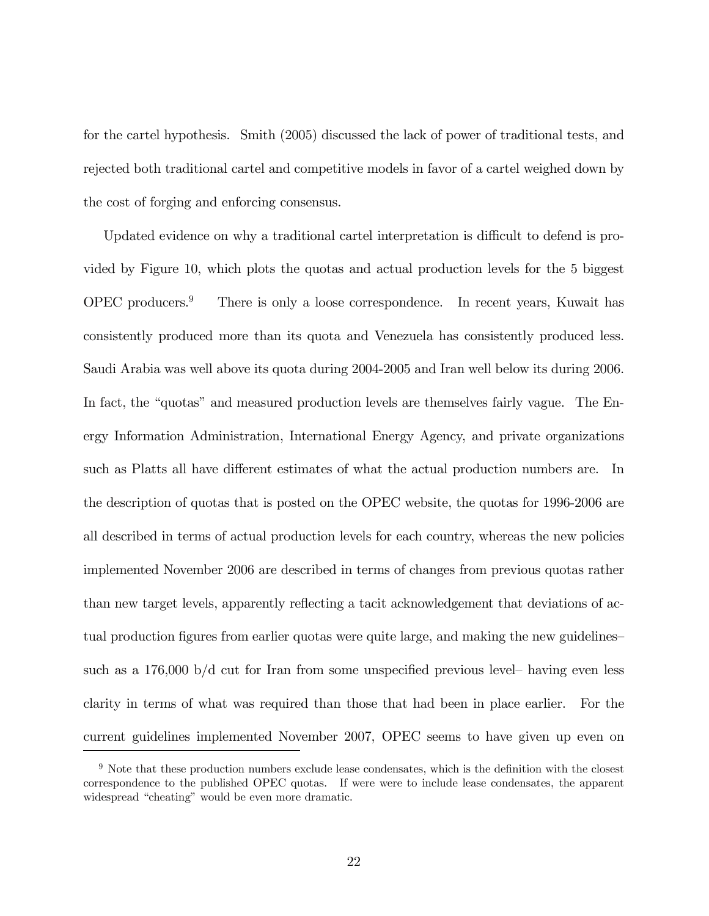for the cartel hypothesis. Smith (2005) discussed the lack of power of traditional tests, and rejected both traditional cartel and competitive models in favor of a cartel weighed down by the cost of forging and enforcing consensus.

Updated evidence on why a traditional cartel interpretation is difficult to defend is provided by Figure 10, which plots the quotas and actual production levels for the 5 biggest OPEC producers.[9] There is only a loose correspondence. In recent years, Kuwait has consistently produced more than its quota and Venezuela has consistently produced less. Saudi Arabia was well above its quota during 2004-2005 and Iran well below its during 2006. In fact, the "quotas" and measured production levels are themselves fairly vague. The Energy Information Administration, International Energy Agency, and private organizations such as Platts all have different estimates of what the actual production numbers are. In the description of quotas that is posted on the OPEC website, the quotas for 1996-2006 are all described in terms of actual production levels for each country, whereas the new policies implemented November 2006 are described in terms of changes from previous quotas rather than new target levels, apparently reflecting a tacit acknowledgement that deviations of actual production figures from earlier quotas were quite large, and making the new guidelines– such as a 176,000 b/d cut for Iran from some unspecified previous level– having even less clarity in terms of what was required than those that had been in place earlier. For the current guidelines implemented November 2007, OPEC seems to have given up even on

[9] Note that these production numbers exclude lease condensates, which is the definition with the closest correspondence to the published OPEC quotas. If were were to include lease condensates, the apparent widespread "cheating" would be even more dramatic.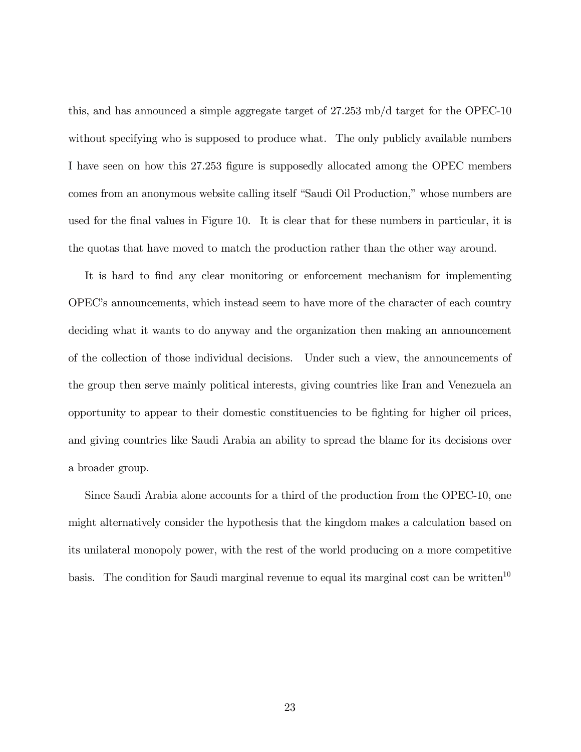this, and has announced a simple aggregate target of 27.253 mb/d target for the OPEC-10 without specifying who is supposed to produce what. The only publicly available numbers I have seen on how this 27.253 figure is supposedly allocated among the OPEC members comes from an anonymous website calling itself "Saudi Oil Production," whose numbers are used for the final values in Figure 10. It is clear that for these numbers in particular, it is the quotas that have moved to match the production rather than the other way around.

It is hard to find any clear monitoring or enforcement mechanism for implementing OPEC's announcements, which instead seem to have more of the character of each country deciding what it wants to do anyway and the organization then making an announcement of the collection of those individual decisions. Under such a view, the announcements of the group then serve mainly political interests, giving countries like Iran and Venezuela an opportunity to appear to their domestic constituencies to be fighting for higher oil prices, and giving countries like Saudi Arabia an ability to spread the blame for its decisions over a broader group.

Since Saudi Arabia alone accounts for a third of the production from the OPEC-10, one might alternatively consider the hypothesis that the kingdom makes a calculation based on its unilateral monopoly power, with the rest of the world producing on a more competitive basis. The condition for Saudi marginal revenue to equal its marginal cost can be written[10]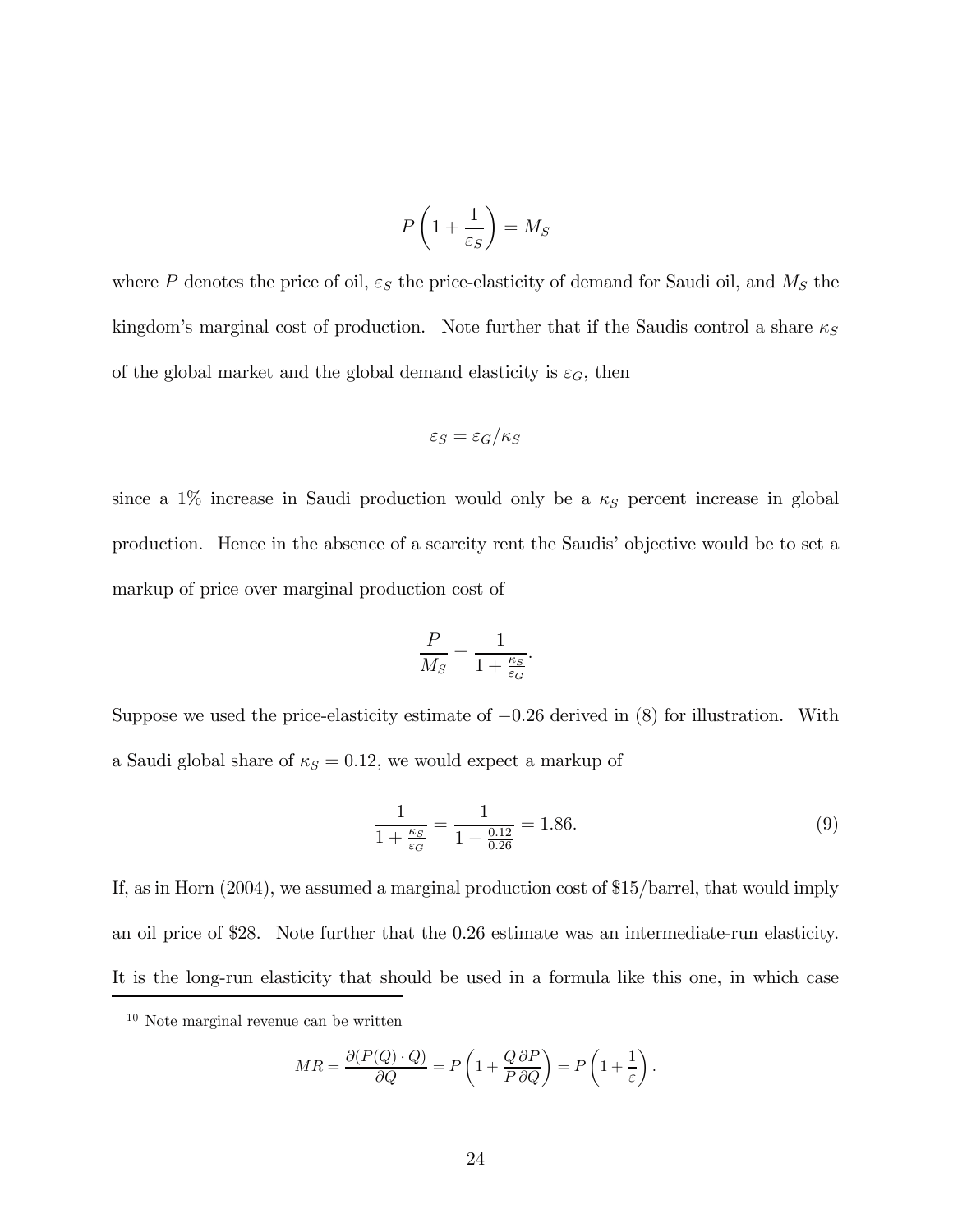$$P\left(1 + \frac{1}{\varepsilon_S}\right) = M_S$$

where $P$ denotes the price of oil, $\varepsilon_S$ the price-elasticity of demand for Saudi oil, and $M_S$ the kingdom's marginal cost of production. Note further that if the Saudis control a share $\kappa_S$ of the global market and the global demand elasticity is $\varepsilon_G$, then

$$\varepsilon_S = \varepsilon_G / \kappa_S$$

since a 1% increase in Saudi production would only be a $\kappa_S$ percent increase in global production. Hence in the absence of a scarcity rent the Saudis' objective would be to set a markup of price over marginal production cost of

$$\frac{P}{M_S} = \frac{1}{1 + \frac{\kappa_S}{\varepsilon_G}}.$$

Suppose we used the price-elasticity estimate of $-0.26$ derived in (8) for illustration. With a Saudi global share of $\kappa_S = 0.12$, we would expect a markup of

$$\frac{1}{1 + \frac{\kappa_S}{\varepsilon_G}} = \frac{1}{1 - \frac{0.12}{0.26}} = 1.86. \tag{9}$$

If, as in Horn (2004), we assumed a marginal production cost of \$15/barrel, that would imply an oil price of \$28. Note further that the 0.26 estimate was an intermediate-run elasticity. It is the long-run elasticity that should be used in a formula like this one, in which case

---

[10] Note marginal revenue can be written

$$MR = \frac{\partial(P(Q) \cdot Q)}{\partial Q} = P\left(1 + \frac{Q}{P}\frac{\partial P}{\partial Q}\right) = P\left(1 + \frac{1}{\varepsilon}\right).$$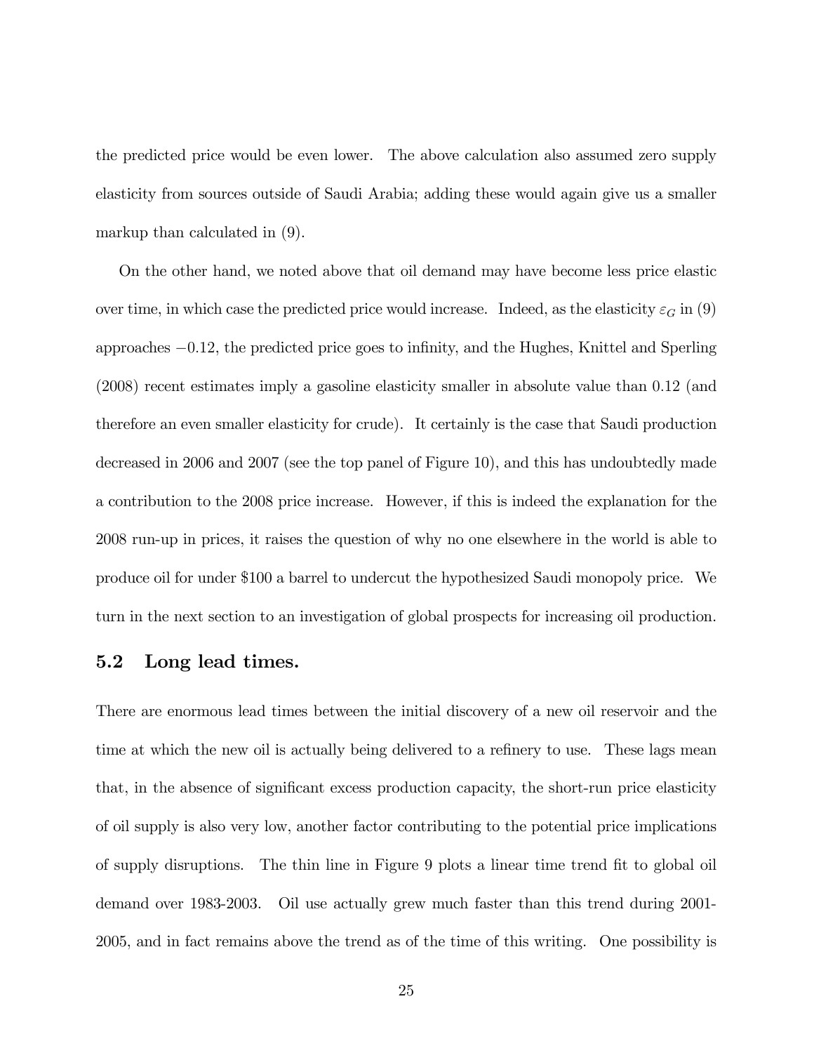the predicted price would be even lower. The above calculation also assumed zero supply elasticity from sources outside of Saudi Arabia; adding these would again give us a smaller markup than calculated in (9).

On the other hand, we noted above that oil demand may have become less price elastic over time, in which case the predicted price would increase. Indeed, as the elasticity $\varepsilon_G$ in (9) approaches $-0.12$, the predicted price goes to infinity, and the Hughes, Knittel and Sperling (2008) recent estimates imply a gasoline elasticity smaller in absolute value than 0.12 (and therefore an even smaller elasticity for crude). It certainly is the case that Saudi production decreased in 2006 and 2007 (see the top panel of Figure 10), and this has undoubtedly made a contribution to the 2008 price increase. However, if this is indeed the explanation for the 2008 run-up in prices, it raises the question of why no one elsewhere in the world is able to produce oil for under \$100 a barrel to undercut the hypothesized Saudi monopoly price. We turn in the next section to an investigation of global prospects for increasing oil production.

## 5.2 Long lead times.

There are enormous lead times between the initial discovery of a new oil reservoir and the time at which the new oil is actually being delivered to a refinery to use. These lags mean that, in the absence of significant excess production capacity, the short-run price elasticity of oil supply is also very low, another factor contributing to the potential price implications of supply disruptions. The thin line in Figure 9 plots a linear time trend fit to global oil demand over 1983-2003. Oil use actually grew much faster than this trend during 2001-2005, and in fact remains above the trend as of the time of this writing. One possibility is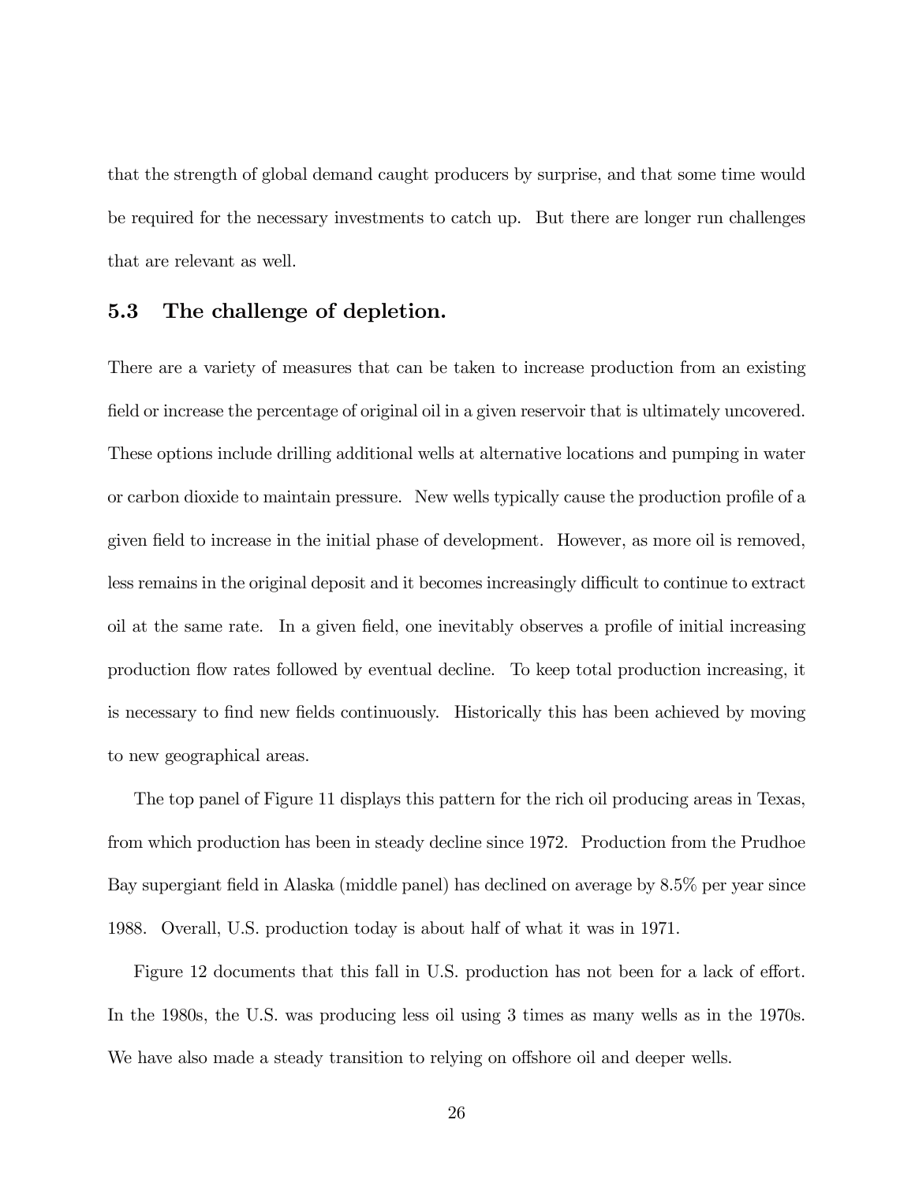that the strength of global demand caught producers by surprise, and that some time would be required for the necessary investments to catch up. But there are longer run challenges that are relevant as well.

### 5.3 The challenge of depletion.

There are a variety of measures that can be taken to increase production from an existing field or increase the percentage of original oil in a given reservoir that is ultimately uncovered. These options include drilling additional wells at alternative locations and pumping in water or carbon dioxide to maintain pressure. New wells typically cause the production profile of a given field to increase in the initial phase of development. However, as more oil is removed, less remains in the original deposit and it becomes increasingly difficult to continue to extract oil at the same rate. In a given field, one inevitably observes a profile of initial increasing production flow rates followed by eventual decline. To keep total production increasing, it is necessary to find new fields continuously. Historically this has been achieved by moving to new geographical areas.

The top panel of Figure 11 displays this pattern for the rich oil producing areas in Texas, from which production has been in steady decline since 1972. Production from the Prudhoe Bay supergiant field in Alaska (middle panel) has declined on average by 8.5% per year since 1988. Overall, U.S. production today is about half of what it was in 1971.

Figure 12 documents that this fall in U.S. production has not been for a lack of effort. In the 1980s, the U.S. was producing less oil using 3 times as many wells as in the 1970s. We have also made a steady transition to relying on offshore oil and deeper wells.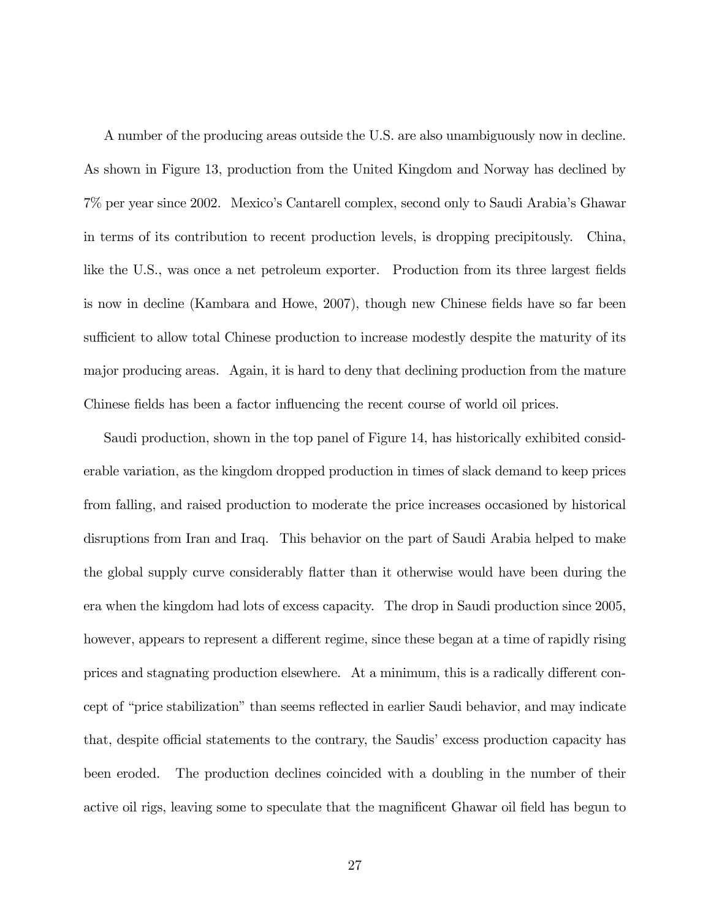A number of the producing areas outside the U.S. are also unambiguously now in decline. As shown in Figure 13, production from the United Kingdom and Norway has declined by 7% per year since 2002. Mexico's Cantarell complex, second only to Saudi Arabia's Ghawar in terms of its contribution to recent production levels, is dropping precipitously. China, like the U.S., was once a net petroleum exporter. Production from its three largest fields is now in decline (Kambara and Howe, 2007), though new Chinese fields have so far been sufficient to allow total Chinese production to increase modestly despite the maturity of its major producing areas. Again, it is hard to deny that declining production from the mature Chinese fields has been a factor influencing the recent course of world oil prices.

Saudi production, shown in the top panel of Figure 14, has historically exhibited considerable variation, as the kingdom dropped production in times of slack demand to keep prices from falling, and raised production to moderate the price increases occasioned by historical disruptions from Iran and Iraq. This behavior on the part of Saudi Arabia helped to make the global supply curve considerably flatter than it otherwise would have been during the era when the kingdom had lots of excess capacity. The drop in Saudi production since 2005, however, appears to represent a different regime, since these began at a time of rapidly rising prices and stagnating production elsewhere. At a minimum, this is a radically different concept of "price stabilization" than seems reflected in earlier Saudi behavior, and may indicate that, despite official statements to the contrary, the Saudis' excess production capacity has been eroded. The production declines coincided with a doubling in the number of their active oil rigs, leaving some to speculate that the magnificent Ghawar oil field has begun to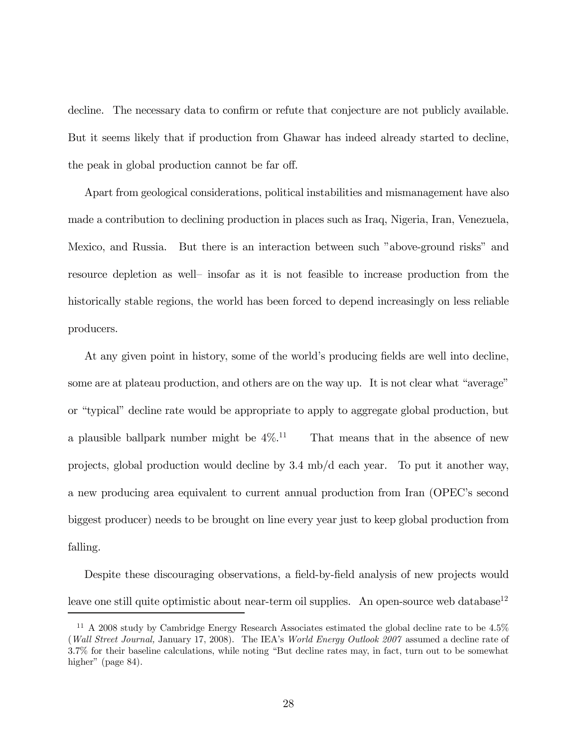decline. The necessary data to confirm or refute that conjecture are not publicly available. But it seems likely that if production from Ghawar has indeed already started to decline, the peak in global production cannot be far off.

Apart from geological considerations, political instabilities and mismanagement have also made a contribution to declining production in places such as Iraq, Nigeria, Iran, Venezuela, Mexico, and Russia. But there is an interaction between such "above-ground risks" and resource depletion as well– insofar as it is not feasible to increase production from the historically stable regions, the world has been forced to depend increasingly on less reliable producers.

At any given point in history, some of the world's producing fields are well into decline, some are at plateau production, and others are on the way up. It is not clear what "average" or "typical" decline rate would be appropriate to apply to aggregate global production, but a plausible ballpark number might be 4%.[11] That means that in the absence of new projects, global production would decline by 3.4 mb/d each year. To put it another way, a new producing area equivalent to current annual production from Iran (OPEC's second biggest producer) needs to be brought on line every year just to keep global production from falling.

Despite these discouraging observations, a field-by-field analysis of new projects would leave one still quite optimistic about near-term oil supplies. An open-source web database[12]

---

[11] A 2008 study by Cambridge Energy Research Associates estimated the global decline rate to be 4.5% (*Wall Street Journal,* January 17, 2008). The IEA's *World Energy Outlook 2007* assumed a decline rate of 3.7% for their baseline calculations, while noting "But decline rates may, in fact, turn out to be somewhat higher" (page 84).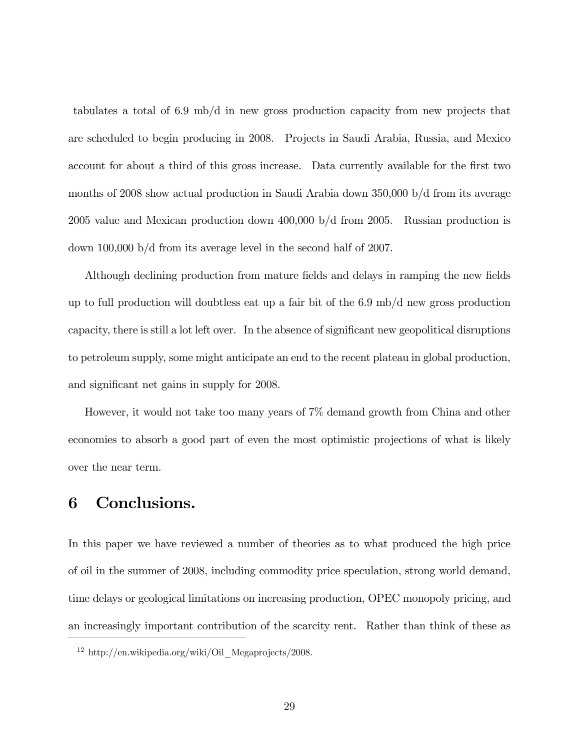tabulates a total of 6.9 mb/d in new gross production capacity from new projects that are scheduled to begin producing in 2008. Projects in Saudi Arabia, Russia, and Mexico account for about a third of this gross increase. Data currently available for the first two months of 2008 show actual production in Saudi Arabia down 350,000 b/d from its average 2005 value and Mexican production down 400,000 b/d from 2005. Russian production is down 100,000 b/d from its average level in the second half of 2007.

Although declining production from mature fields and delays in ramping the new fields up to full production will doubtless eat up a fair bit of the 6.9 mb/d new gross production capacity, there is still a lot left over. In the absence of significant new geopolitical disruptions to petroleum supply, some might anticipate an end to the recent plateau in global production, and significant net gains in supply for 2008.

However, it would not take too many years of 7% demand growth from China and other economies to absorb a good part of even the most optimistic projections of what is likely over the near term.

# 6 Conclusions.

In this paper we have reviewed a number of theories as to what produced the high price of oil in the summer of 2008, including commodity price speculation, strong world demand, time delays or geological limitations on increasing production, OPEC monopoly pricing, and an increasingly important contribution of the scarcity rent. Rather than think of these as

[12] http://en.wikipedia.org/wiki/Oil_Megaprojects/2008.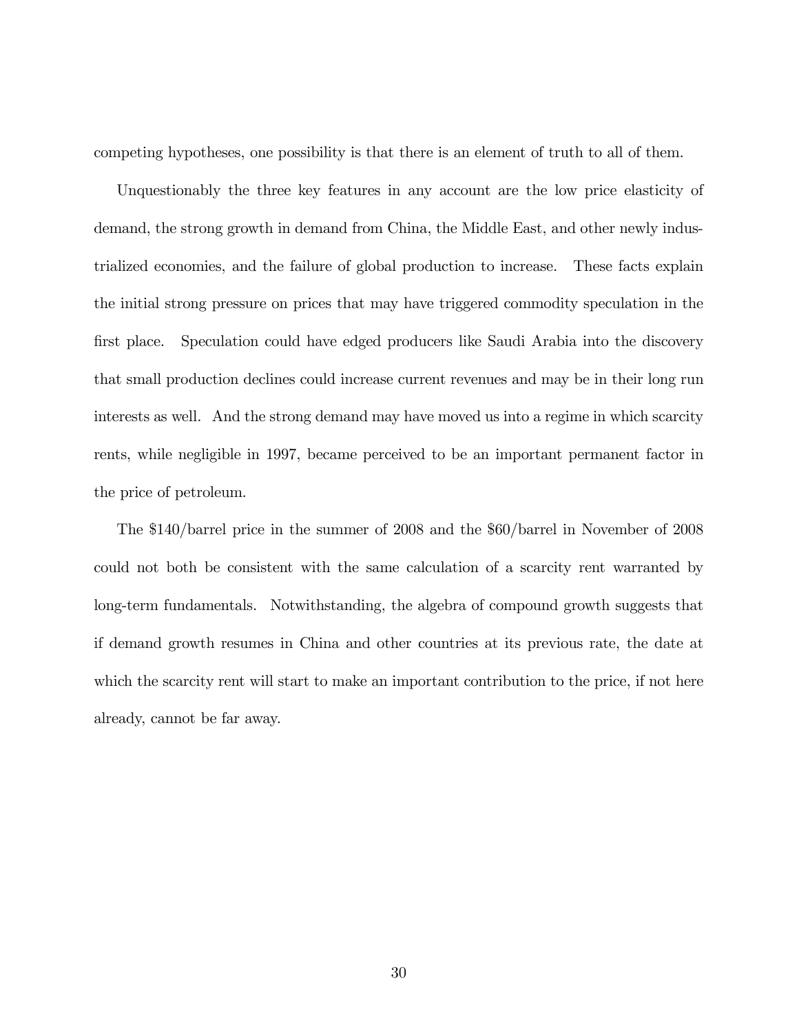competing hypotheses, one possibility is that there is an element of truth to all of them.

Unquestionably the three key features in any account are the low price elasticity of demand, the strong growth in demand from China, the Middle East, and other newly industrialized economies, and the failure of global production to increase. These facts explain the initial strong pressure on prices that may have triggered commodity speculation in the first place. Speculation could have edged producers like Saudi Arabia into the discovery that small production declines could increase current revenues and may be in their long run interests as well. And the strong demand may have moved us into a regime in which scarcity rents, while negligible in 1997, became perceived to be an important permanent factor in the price of petroleum.

The $140/barrel price in the summer of 2008 and the $60/barrel in November of 2008 could not both be consistent with the same calculation of a scarcity rent warranted by long-term fundamentals. Notwithstanding, the algebra of compound growth suggests that if demand growth resumes in China and other countries at its previous rate, the date at which the scarcity rent will start to make an important contribution to the price, if not here already, cannot be far away.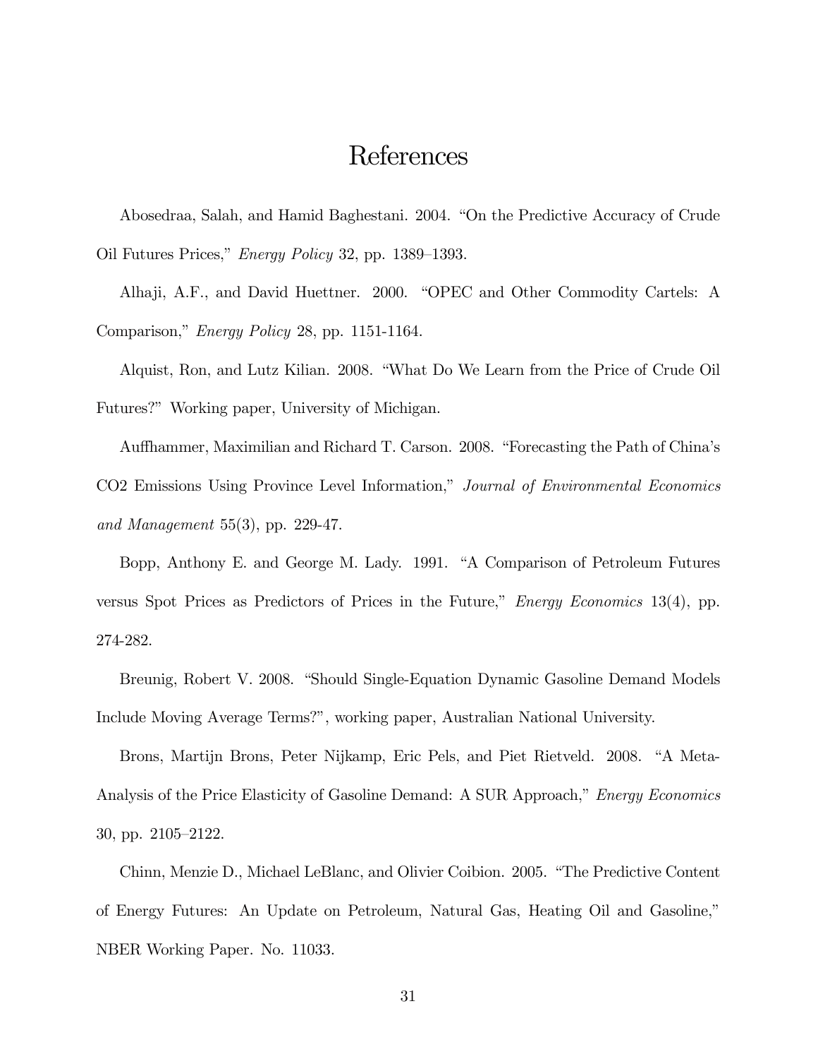# References

Abosedraa, Salah, and Hamid Baghestani. 2004. "On the Predictive Accuracy of Crude Oil Futures Prices," *Energy Policy* 32, pp. 1389–1393.

Alhaji, A.F., and David Huettner. 2000. "OPEC and Other Commodity Cartels: A Comparison," *Energy Policy* 28, pp. 1151-1164.

Alquist, Ron, and Lutz Kilian. 2008. "What Do We Learn from the Price of Crude Oil Futures?" Working paper, University of Michigan.

Auffhammer, Maximilian and Richard T. Carson. 2008. "Forecasting the Path of China's CO2 Emissions Using Province Level Information," *Journal of Environmental Economics and Management* 55(3), pp. 229-47.

Bopp, Anthony E. and George M. Lady. 1991. "A Comparison of Petroleum Futures versus Spot Prices as Predictors of Prices in the Future," *Energy Economics* 13(4), pp. 274-282.

Breunig, Robert V. 2008. "Should Single-Equation Dynamic Gasoline Demand Models Include Moving Average Terms?", working paper, Australian National University.

Brons, Martijn Brons, Peter Nijkamp, Eric Pels, and Piet Rietveld. 2008. "A Meta-Analysis of the Price Elasticity of Gasoline Demand: A SUR Approach," *Energy Economics* 30, pp. 2105–2122.

Chinn, Menzie D., Michael LeBlanc, and Olivier Coibion. 2005. "The Predictive Content of Energy Futures: An Update on Petroleum, Natural Gas, Heating Oil and Gasoline," NBER Working Paper. No. 11033.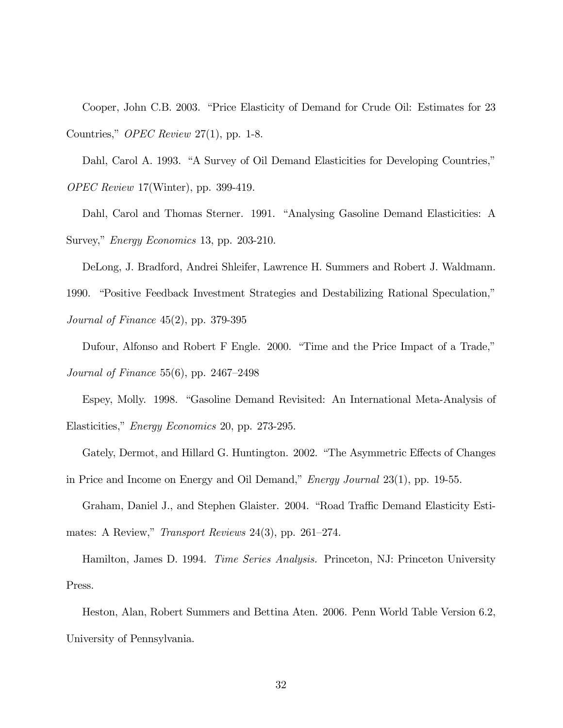Cooper, John C.B. 2003. "Price Elasticity of Demand for Crude Oil: Estimates for 23 Countries," *OPEC Review* 27(1), pp. 1-8.

Dahl, Carol A. 1993. "A Survey of Oil Demand Elasticities for Developing Countries," *OPEC Review* 17(Winter), pp. 399-419.

Dahl, Carol and Thomas Sterner. 1991. "Analysing Gasoline Demand Elasticities: A Survey," *Energy Economics* 13, pp. 203-210.

DeLong, J. Bradford, Andrei Shleifer, Lawrence H. Summers and Robert J. Waldmann. 1990. "Positive Feedback Investment Strategies and Destabilizing Rational Speculation," *Journal of Finance* 45(2), pp. 379-395

Dufour, Alfonso and Robert F Engle. 2000. "Time and the Price Impact of a Trade," *Journal of Finance* 55(6), pp. 2467–2498

Espey, Molly. 1998. "Gasoline Demand Revisited: An International Meta-Analysis of Elasticities," *Energy Economics* 20, pp. 273-295.

Gately, Dermot, and Hillard G. Huntington. 2002. "The Asymmetric Effects of Changes in Price and Income on Energy and Oil Demand," *Energy Journal* 23(1), pp. 19-55.

Graham, Daniel J., and Stephen Glaister. 2004. "Road Traffic Demand Elasticity Estimates: A Review," *Transport Reviews* 24(3), pp. 261–274.

Hamilton, James D. 1994. *Time Series Analysis.* Princeton, NJ: Princeton University Press.

Heston, Alan, Robert Summers and Bettina Aten. 2006. Penn World Table Version 6.2, University of Pennsylvania.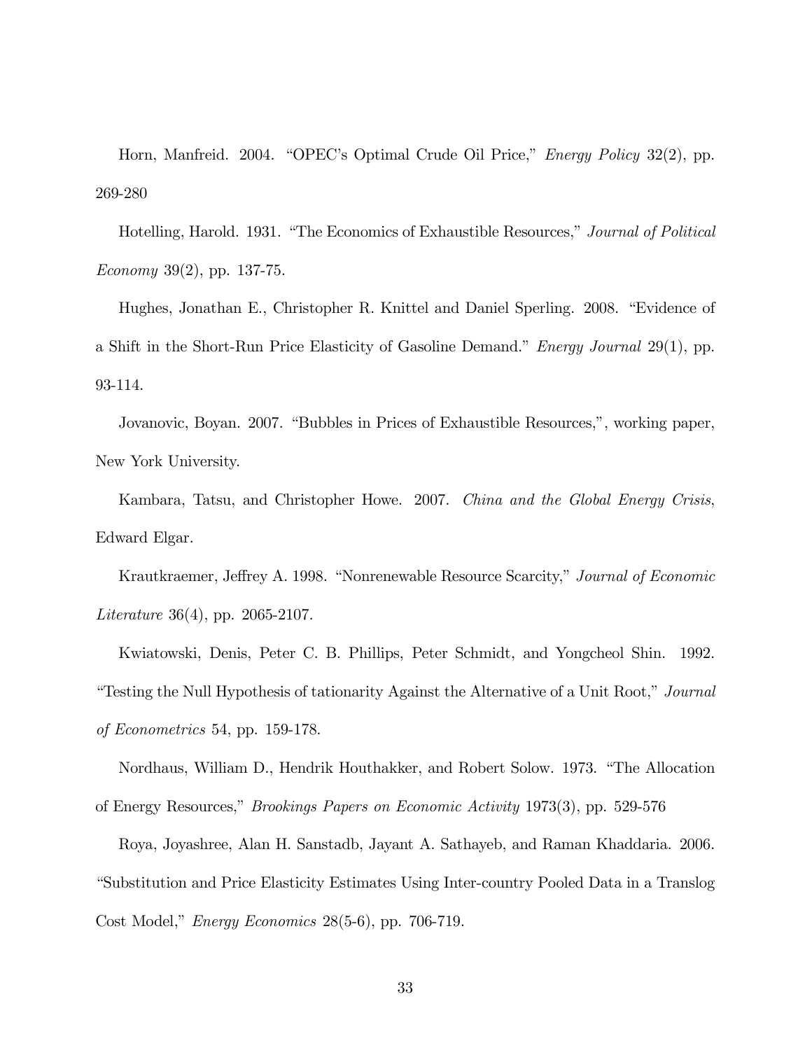Horn, Manfreid. 2004. "OPEC's Optimal Crude Oil Price," *Energy Policy* 32(2), pp. 269-280

Hotelling, Harold. 1931. "The Economics of Exhaustible Resources," *Journal of Political Economy* 39(2), pp. 137-75.

Hughes, Jonathan E., Christopher R. Knittel and Daniel Sperling. 2008. "Evidence of a Shift in the Short-Run Price Elasticity of Gasoline Demand." *Energy Journal* 29(1), pp. 93-114.

Jovanovic, Boyan. 2007. "Bubbles in Prices of Exhaustible Resources,", working paper, New York University.

Kambara, Tatsu, and Christopher Howe. 2007. *China and the Global Energy Crisis*, Edward Elgar.

Krautkraemer, Jeffrey A. 1998. "Nonrenewable Resource Scarcity," *Journal of Economic Literature* 36(4), pp. 2065-2107.

Kwiatowski, Denis, Peter C. B. Phillips, Peter Schmidt, and Yongcheol Shin. 1992. "Testing the Null Hypothesis of tationarity Against the Alternative of a Unit Root," *Journal of Econometrics* 54, pp. 159-178.

Nordhaus, William D., Hendrik Houthakker, and Robert Solow. 1973. "The Allocation of Energy Resources," *Brookings Papers on Economic Activity* 1973(3), pp. 529-576

Roya, Joyashree, Alan H. Sanstadb, Jayant A. Sathayeb, and Raman Khaddaria. 2006. "Substitution and Price Elasticity Estimates Using Inter-country Pooled Data in a Translog Cost Model," *Energy Economics* 28(5-6), pp. 706-719.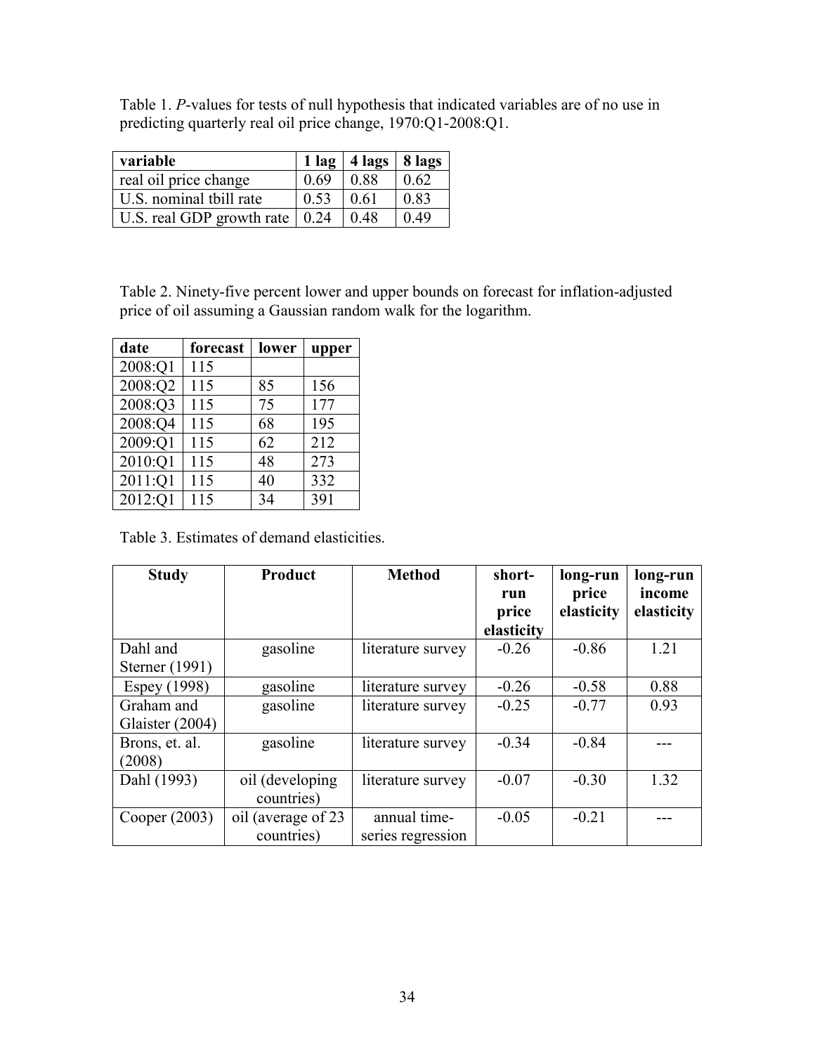Table 1. *P*-values for tests of null hypothesis that indicated variables are of no use in predicting quarterly real oil price change, 1970:Q1-2008:Q1.

| variable | 1 lag | 4 lags | 8 lags |
| --- | --- | --- | --- |
| real oil price change | 0.69 | 0.88 | 0.62 |
| U.S. nominal tbill rate | 0.53 | 0.61 | 0.83 |
| U.S. real GDP growth rate | 0.24 | 0.48 | 0.49 |

Table 2. Ninety-five percent lower and upper bounds on forecast for inflation-adjusted price of oil assuming a Gaussian random walk for the logarithm.

| date | forecast | lower | upper |
| --- | --- | --- | --- |
| 2008:Q1 | 115 | | |
| 2008:Q2 | 115 | 85 | 156 |
| 2008:Q3 | 115 | 75 | 177 |
| 2008:Q4 | 115 | 68 | 195 |
| 2009:Q1 | 115 | 62 | 212 |
| 2010:Q1 | 115 | 48 | 273 |
| 2011:Q1 | 115 | 40 | 332 |
| 2012:Q1 | 115 | 34 | 391 |

Table 3. Estimates of demand elasticities.

| Study | Product | Method | short-run price elasticity | long-run price elasticity | long-run income elasticity |
| --- | --- | --- | --- | --- | --- |
| Dahl and Sterner (1991) | gasoline | literature survey | -0.26 | -0.86 | 1.21 |
| Espey (1998) | gasoline | literature survey | -0.26 | -0.58 | 0.88 |
| Graham and Glaister (2004) | gasoline | literature survey | -0.25 | -0.77 | 0.93 |
| Brons, et. al. (2008) | gasoline | literature survey | -0.34 | -0.84 | --- |
| Dahl (1993) | oil (developing countries) | literature survey | -0.07 | -0.30 | 1.32 |
| Cooper (2003) | oil (average of 23 countries) | annual time-series regression | -0.05 | -0.21 | --- |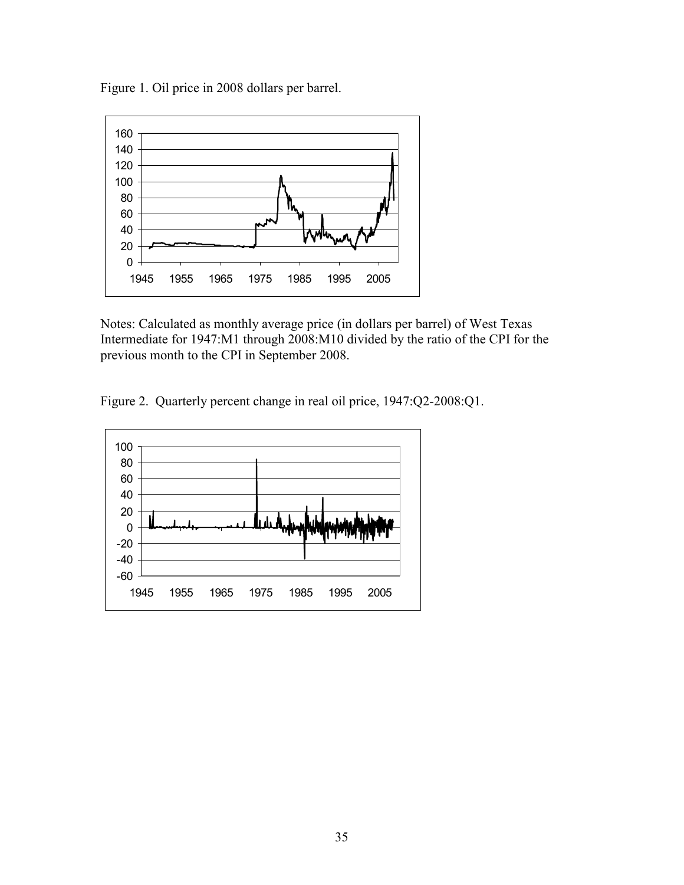Figure 1. Oil price in 2008 dollars per barrel.

Notes: Calculated as monthly average price (in dollars per barrel) of West Texas Intermediate for 1947:M1 through 2008:M10 divided by the ratio of the CPI for the previous month to the CPI in September 2008.

Figure 2. Quarterly percent change in real oil price, 1947:Q2-2008:Q1.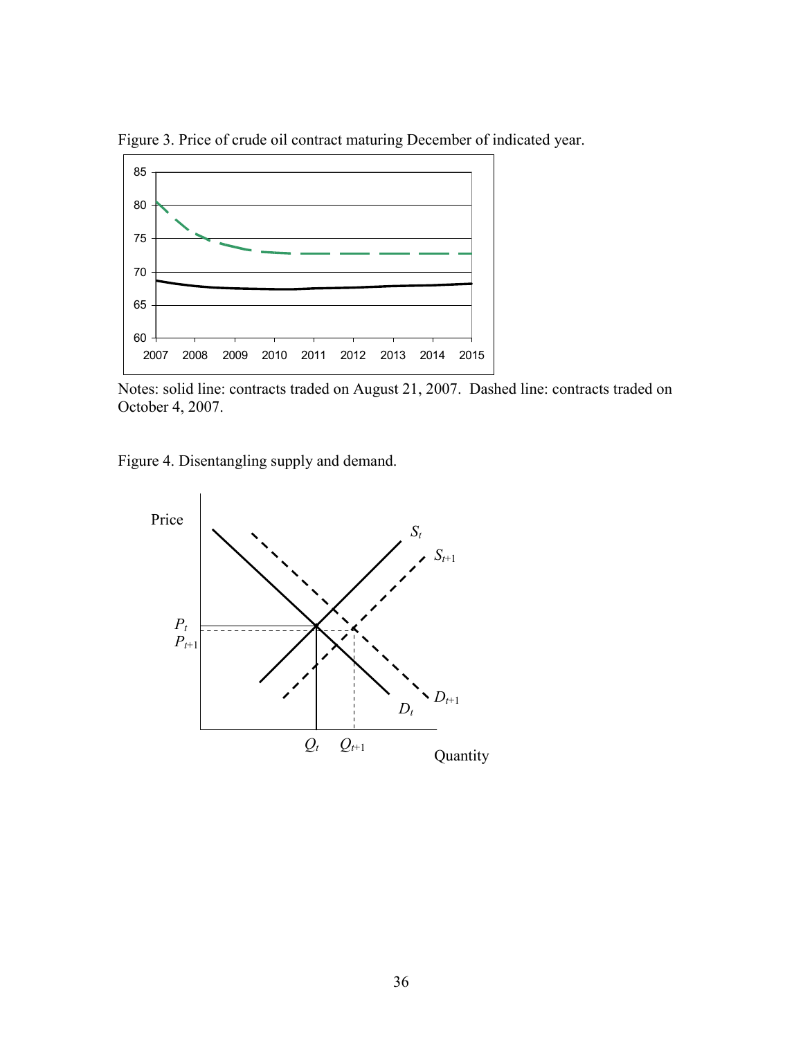Figure 3. Price of crude oil contract maturing December of indicated year.

Notes: solid line: contracts traded on August 21, 2007. Dashed line: contracts traded on October 4, 2007.

Figure 4. Disentangling supply and demand.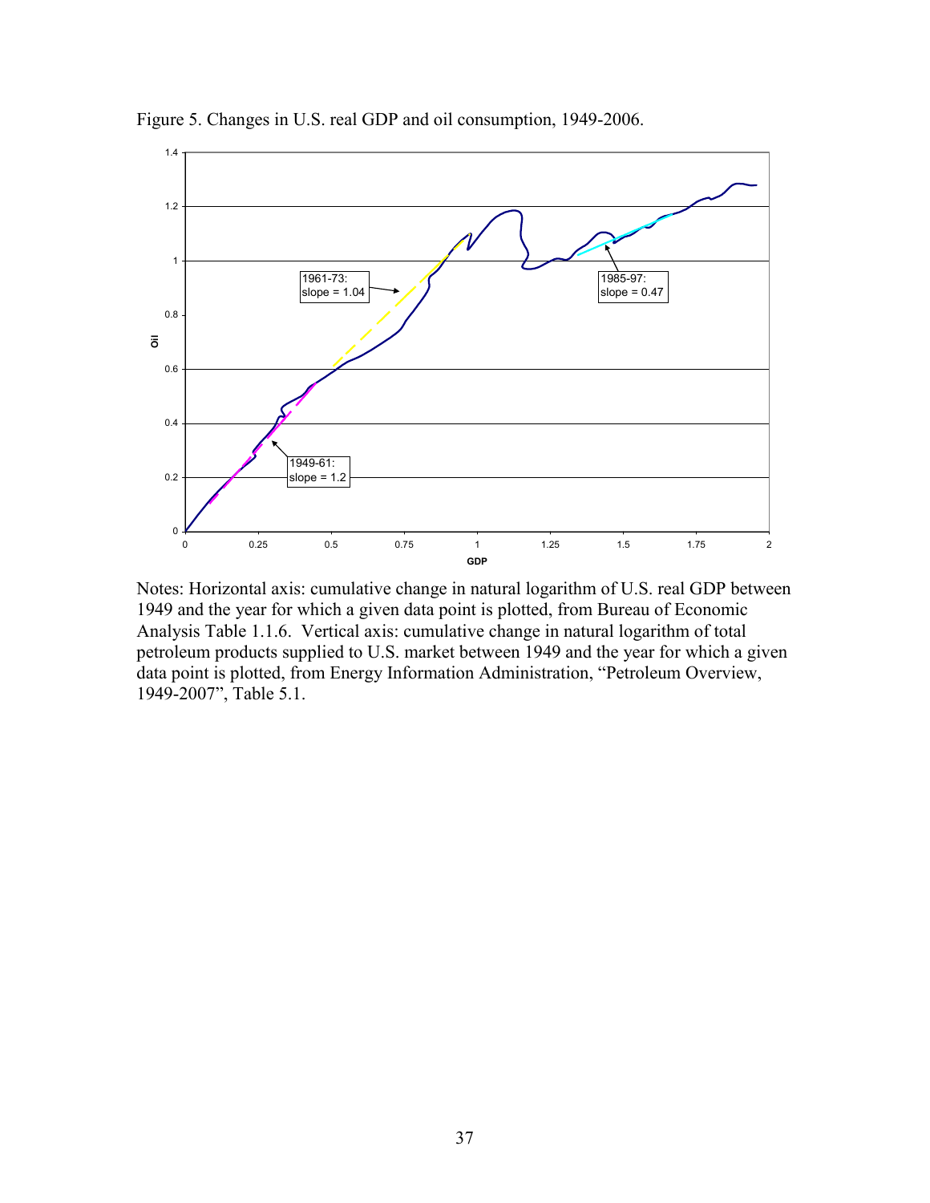Figure 5. Changes in U.S. real GDP and oil consumption, 1949-2006.

Notes: Horizontal axis: cumulative change in natural logarithm of U.S. real GDP between 1949 and the year for which a given data point is plotted, from Bureau of Economic Analysis Table 1.1.6. Vertical axis: cumulative change in natural logarithm of total petroleum products supplied to U.S. market between 1949 and the year for which a given data point is plotted, from Energy Information Administration, "Petroleum Overview, 1949-2007", Table 5.1.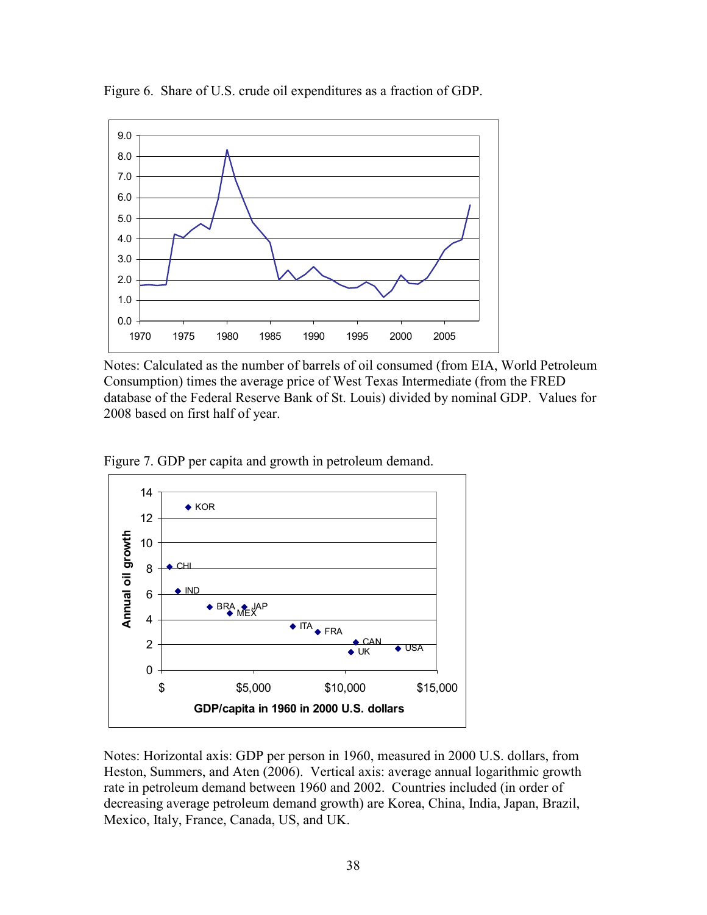Figure 6. Share of U.S. crude oil expenditures as a fraction of GDP.

Notes: Calculated as the number of barrels of oil consumed (from EIA, World Petroleum Consumption) times the average price of West Texas Intermediate (from the FRED database of the Federal Reserve Bank of St. Louis) divided by nominal GDP. Values for 2008 based on first half of year.

Figure 7. GDP per capita and growth in petroleum demand.

Notes: Horizontal axis: GDP per person in 1960, measured in 2000 U.S. dollars, from Heston, Summers, and Aten (2006). Vertical axis: average annual logarithmic growth rate in petroleum demand between 1960 and 2002. Countries included (in order of decreasing average petroleum demand growth) are Korea, China, India, Japan, Brazil, Mexico, Italy, France, Canada, US, and UK.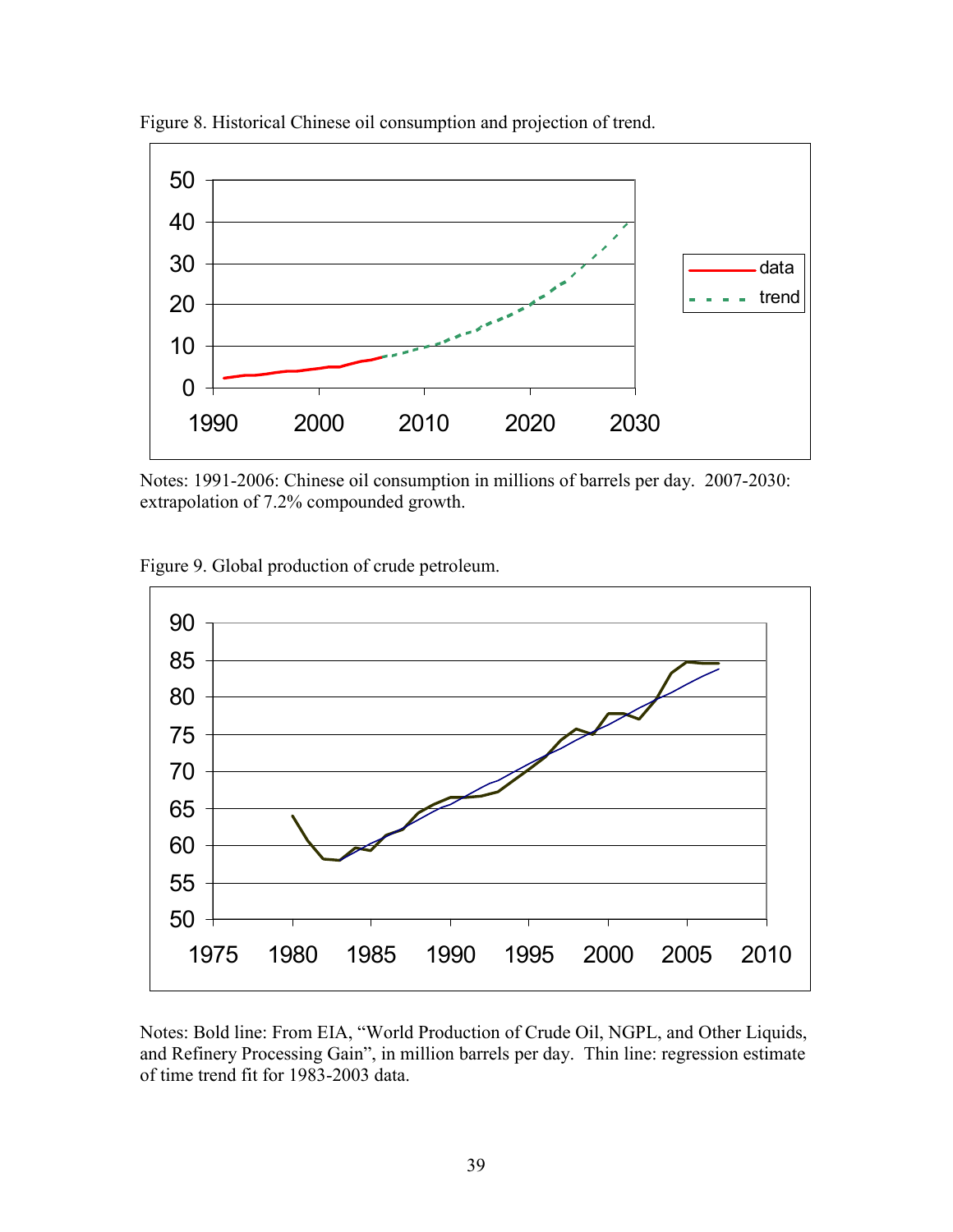Figure 8. Historical Chinese oil consumption and projection of trend.

Notes: 1991-2006: Chinese oil consumption in millions of barrels per day. 2007-2030: extrapolation of 7.2% compounded growth.

Figure 9. Global production of crude petroleum.

Notes: Bold line: From EIA, "World Production of Crude Oil, NGPL, and Other Liquids, and Refinery Processing Gain", in million barrels per day. Thin line: regression estimate of time trend fit for 1983-2003 data.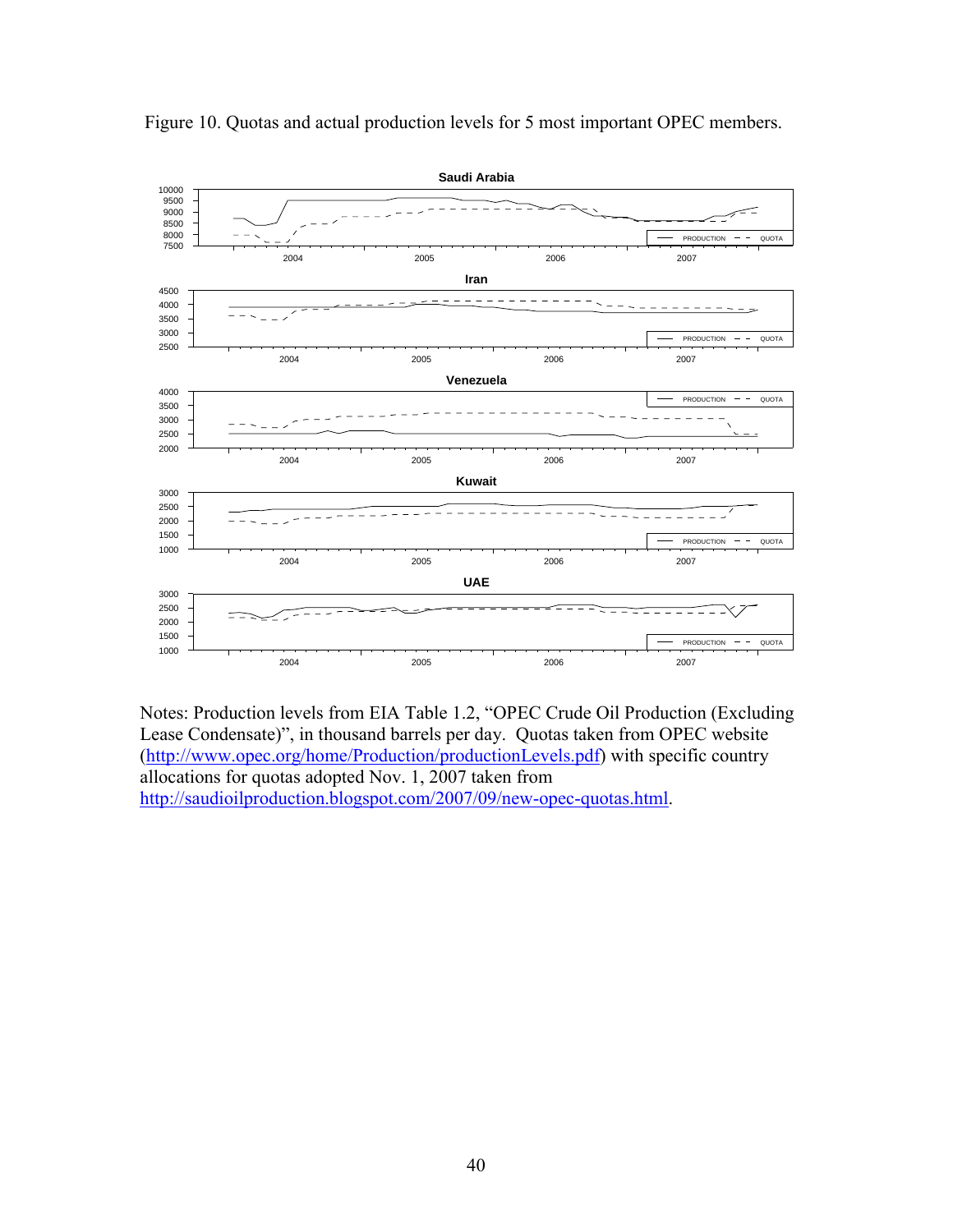Figure 10. Quotas and actual production levels for 5 most important OPEC members.

Notes: Production levels from EIA Table 1.2, "OPEC Crude Oil Production (Excluding Lease Condensate)", in thousand barrels per day. Quotas taken from OPEC website (http://www.opec.org/home/Production/productionLevels.pdf) with specific country allocations for quotas adopted Nov. 1, 2007 taken from http://saudioilproduction.blogspot.com/2007/09/new-opec-quotas.html.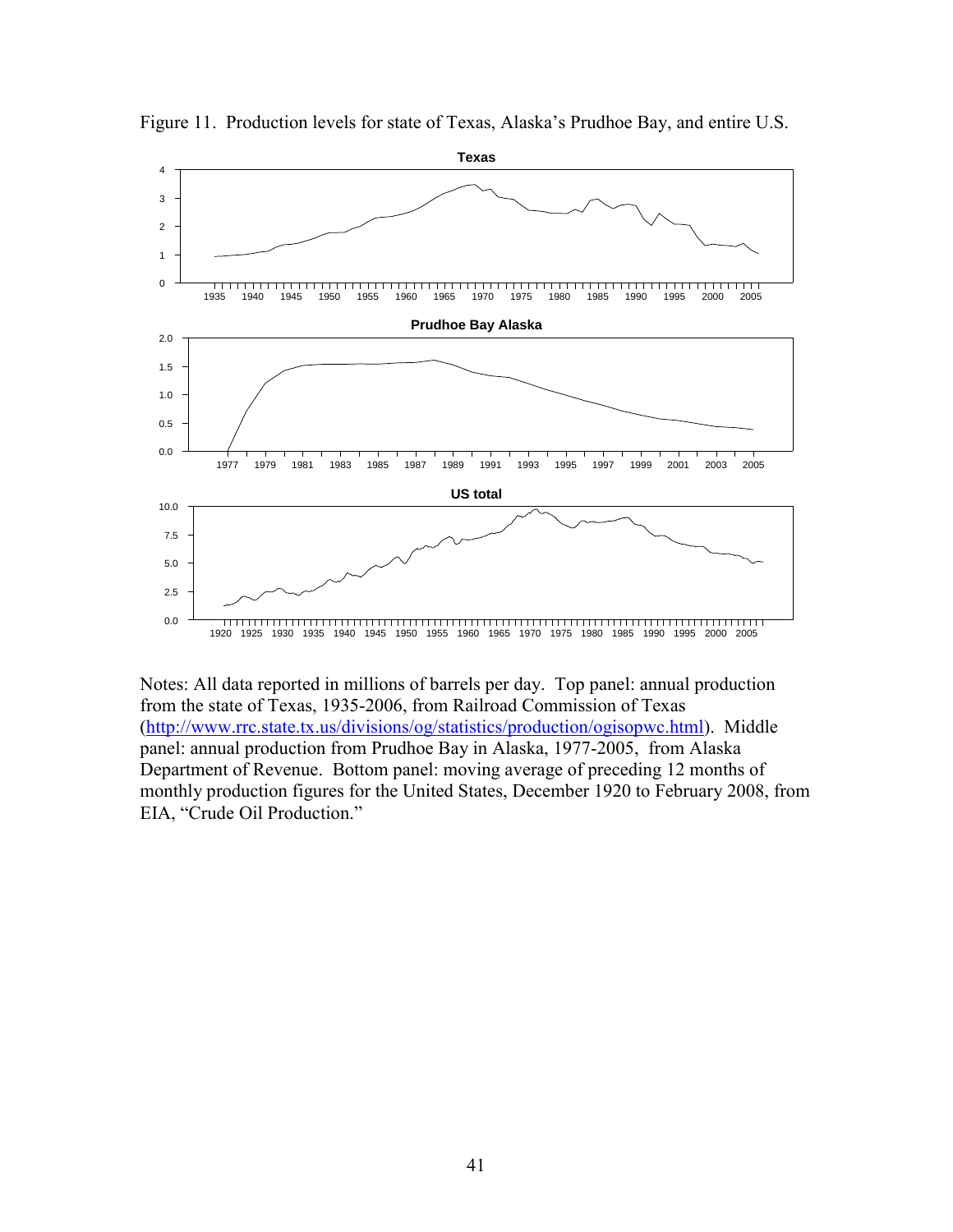Figure 11. Production levels for state of Texas, Alaska's Prudhoe Bay, and entire U.S.

Notes: All data reported in millions of barrels per day. Top panel: annual production from the state of Texas, 1935-2006, from Railroad Commission of Texas (http://www.rrc.state.tx.us/divisions/og/statistics/production/ogisopwc.html). Middle panel: annual production from Prudhoe Bay in Alaska, 1977-2005, from Alaska Department of Revenue. Bottom panel: moving average of preceding 12 months of monthly production figures for the United States, December 1920 to February 2008, from EIA, "Crude Oil Production."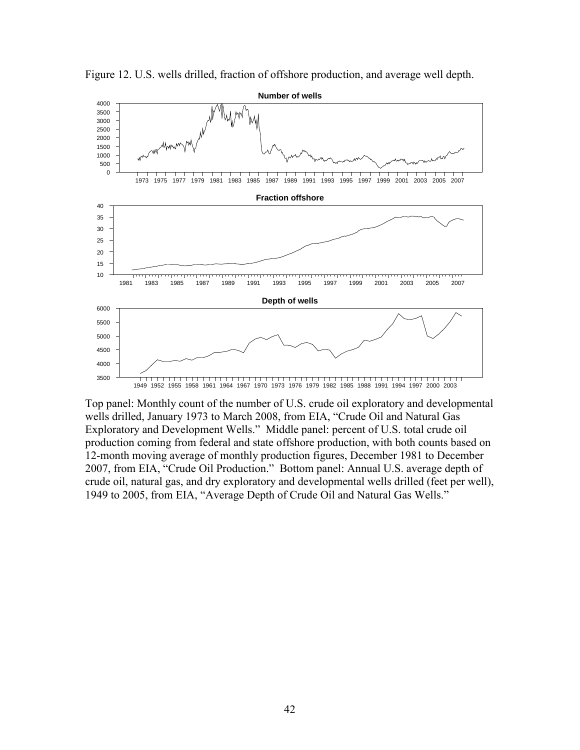Figure 12. U.S. wells drilled, fraction of offshore production, and average well depth.

Top panel: Monthly count of the number of U.S. crude oil exploratory and developmental wells drilled, January 1973 to March 2008, from EIA, "Crude Oil and Natural Gas Exploratory and Development Wells." Middle panel: percent of U.S. total crude oil production coming from federal and state offshore production, with both counts based on 12-month moving average of monthly production figures, December 1981 to December 2007, from EIA, "Crude Oil Production." Bottom panel: Annual U.S. average depth of crude oil, natural gas, and dry exploratory and developmental wells drilled (feet per well), 1949 to 2005, from EIA, "Average Depth of Crude Oil and Natural Gas Wells."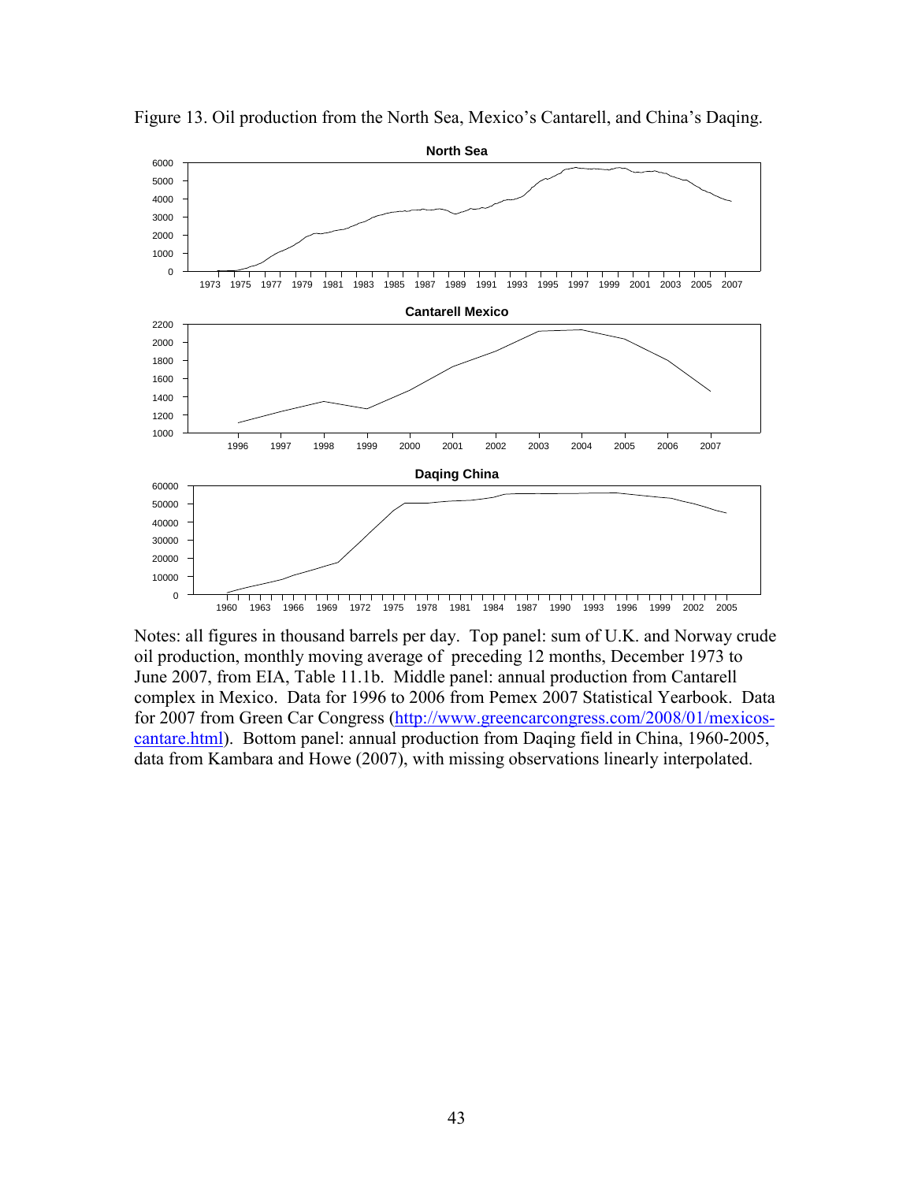Figure 13. Oil production from the North Sea, Mexico's Cantarell, and China's Daqing.

Notes: all figures in thousand barrels per day. Top panel: sum of U.K. and Norway crude oil production, monthly moving average of preceding 12 months, December 1973 to June 2007, from EIA, Table 11.1b. Middle panel: annual production from Cantarell complex in Mexico. Data for 1996 to 2006 from Pemex 2007 Statistical Yearbook. Data for 2007 from Green Car Congress (http://www.greencarcongress.com/2008/01/mexicos-cantare.html). Bottom panel: annual production from Daqing field in China, 1960-2005, data from Kambara and Howe (2007), with missing observations linearly interpolated.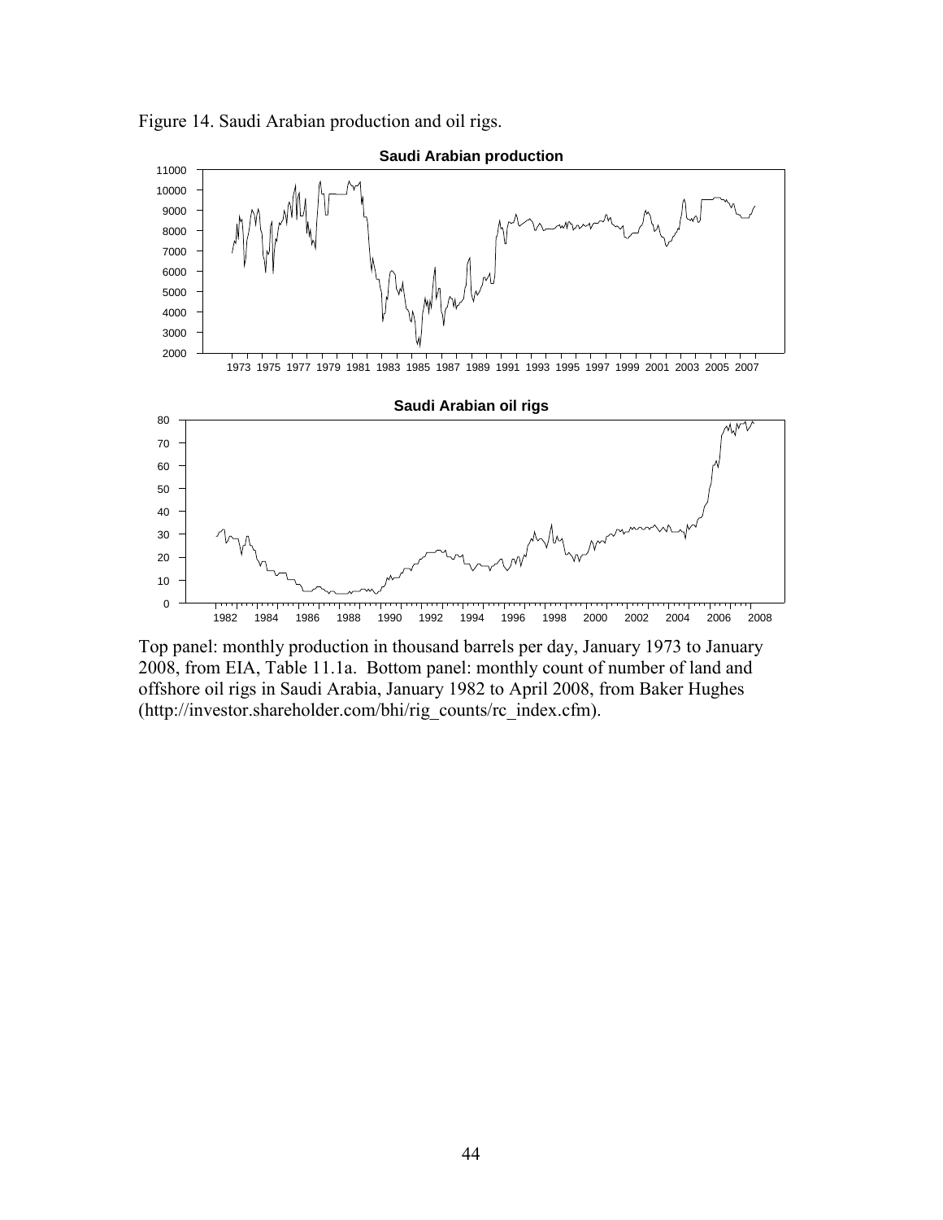Figure 14. Saudi Arabian production and oil rigs.

**Saudi Arabian production**

11000
10000
9000
8000
7000
6000
5000
4000
3000
2000

1973 1975 1977 1979 1981 1983 1985 1987 1989 1991 1993 1995 1997 1999 2001 2003 2005 2007

**Saudi Arabian oil rigs**

80
70
60
50
40
30
20
10
0

1982 1984 1986 1988 1990 1992 1994 1996 1998 2000 2002 2004 2006 2008

Top panel: monthly production in thousand barrels per day, January 1973 to January 2008, from EIA, Table 11.1a. Bottom panel: monthly count of number of land and offshore oil rigs in Saudi Arabia, January 1982 to April 2008, from Baker Hughes (http://investor.shareholder.com/bhi/rig_counts/rc_index.cfm).